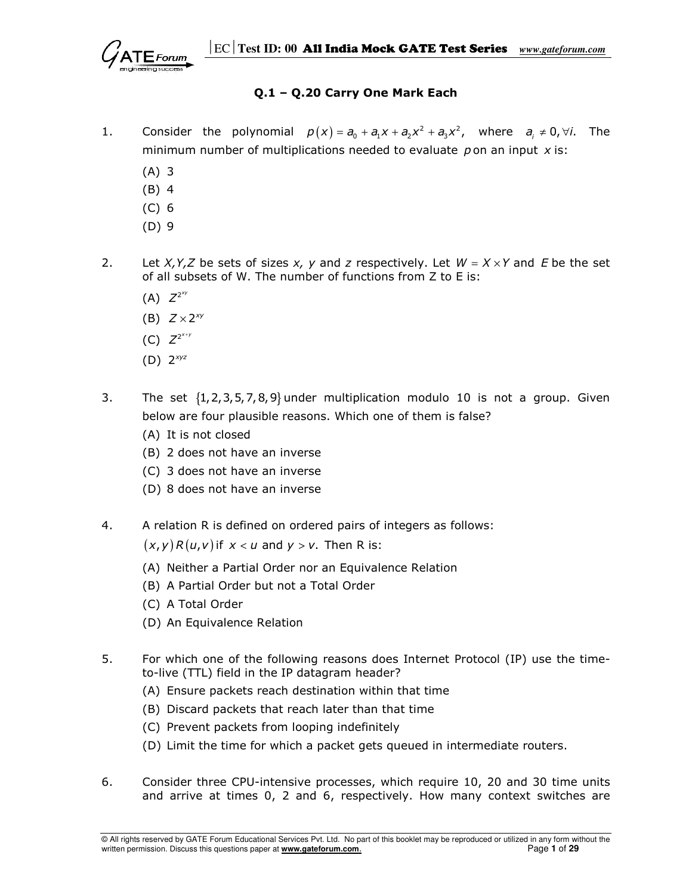### Q.1 – Q.20 Carry One Mark Each

1. Consider the polynomial $p(x) = a_0 + a_1x + a_2x^2 + a_3x^2$, where $a_i \neq 0, \forall i$. The minimum number of multiplications needed to evaluate $p$ on an input $x$ is:

   (A) 3
   (B) 4
   (C) 6
   (D) 9

2. Let *X,Y,Z* be sets of sizes *x, y* and *z* respectively. Let $W = X \times Y$ and $E$ be the set of all subsets of W. The number of functions from Z to E is:

   (A) $Z^{2^{xy}}$
   (B) $Z \times 2^{xy}$
   (C) $Z^{2^{x+y}}$
   (D) $2^{xyz}$

3. The set $\{1,2,3,5,7,8,9\}$ under multiplication modulo 10 is not a group. Given below are four plausible reasons. Which one of them is false?

   (A) It is not closed
   (B) 2 does not have an inverse
   (C) 3 does not have an inverse
   (D) 8 does not have an inverse

4. A relation R is defined on ordered pairs of integers as follows: $(x,y)R(u,v)$ if $x < u$ and $y > v$. Then R is:

   (A) Neither a Partial Order nor an Equivalence Relation
   (B) A Partial Order but not a Total Order
   (C) A Total Order
   (D) An Equivalence Relation

5. For which one of the following reasons does Internet Protocol (IP) use the time-to-live (TTL) field in the IP datagram header?

   (A) Ensure packets reach destination within that time
   (B) Discard packets that reach later than that time
   (C) Prevent packets from looping indefinitely
   (D) Limit the time for which a packet gets queued in intermediate routers.

6. Consider three CPU-intensive processes, which require 10, 20 and 30 time units and arrive at times 0, 2 and 6, respectively. How many context switches are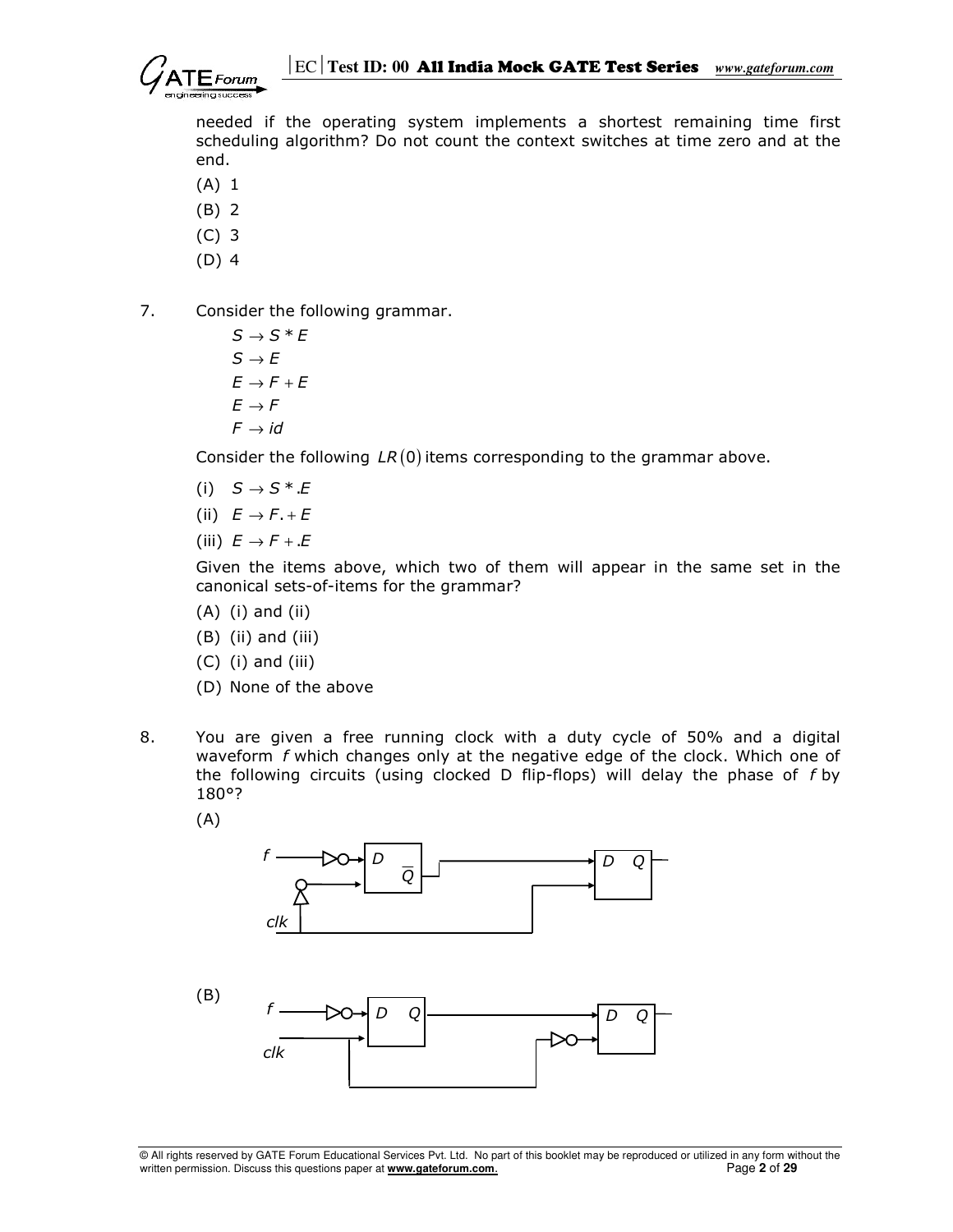needed if the operating system implements a shortest remaining time first scheduling algorithm? Do not count the context switches at time zero and at the end.

(A) 1

(B) 2

(C) 3

(D) 4

7. Consider the following grammar.

$S \rightarrow S * E$

$S \rightarrow E$

$E \rightarrow F + E$

$E \rightarrow F$

$F \rightarrow id$

Consider the following $LR(0)$ items corresponding to the grammar above.

(i) $S \rightarrow S * .E$

(ii) $E \rightarrow F. + E$

(iii) $E \rightarrow F + .E$

Given the items above, which two of them will appear in the same set in the canonical sets-of-items for the grammar?

(A) (i) and (ii)

(B) (ii) and (iii)

(C) (i) and (iii)

(D) None of the above

8. You are given a free running clock with a duty cycle of 50% and a digital waveform $f$ which changes only at the negative edge of the clock. Which one of the following circuits (using clocked D flip-flops) will delay the phase of $f$ by 180°?

(A)

(B)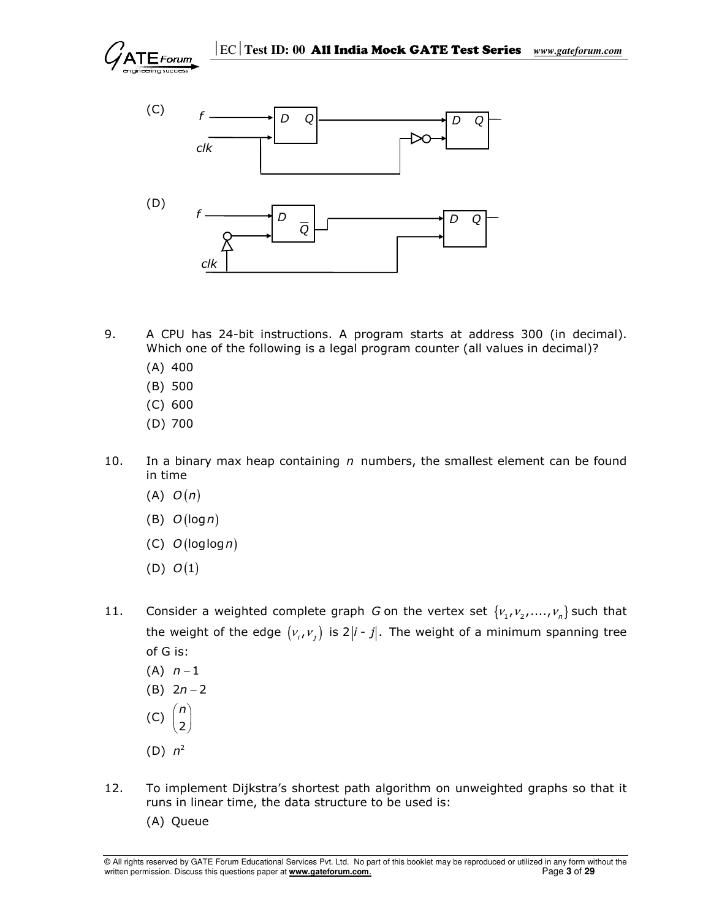(C)

(D)

9. A CPU has 24-bit instructions. A program starts at address 300 (in decimal). Which one of the following is a legal program counter (all values in decimal)?
   (A) 400
   (B) 500
   (C) 600
   (D) 700

10. In a binary max heap containing $n$ numbers, the smallest element can be found in time
    (A) $O(n)$
    (B) $O(\log n)$
    (C) $O(\log\log n)$
    (D) $O(1)$

11. Consider a weighted complete graph $G$ on the vertex set $\{v_1, v_2, ...., v_n\}$ such that the weight of the edge $(v_i, v_j)$ is $2|i - j|$. The weight of a minimum spanning tree of G is:
    (A) $n-1$
    (B) $2n-2$
    (C) $\binom{n}{2}$
    (D) $n^2$

12. To implement Dijkstra's shortest path algorithm on unweighted graphs so that it runs in linear time, the data structure to be used is:
    (A) Queue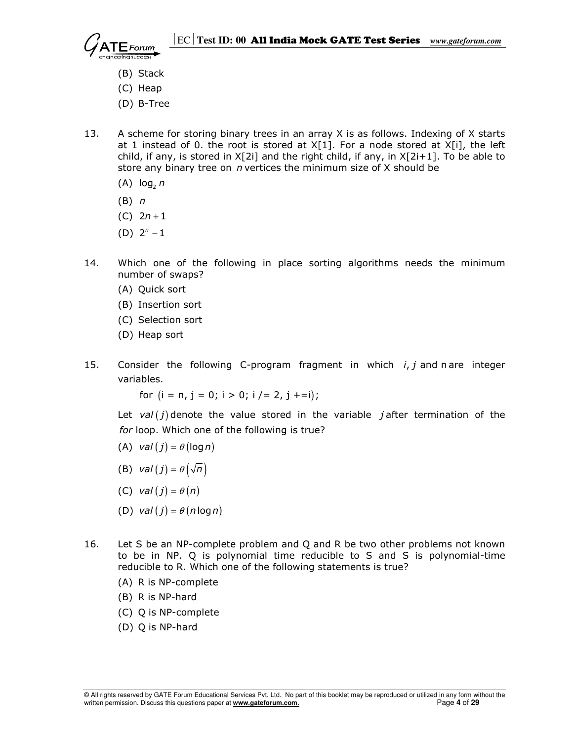(B) Stack

(C) Heap

(D) B-Tree

13. A scheme for storing binary trees in an array X is as follows. Indexing of X starts at 1 instead of 0. the root is stored at X[1]. For a node stored at X[i], the left child, if any, is stored in X[2i] and the right child, if any, in X[2i+1]. To be able to store any binary tree on $n$ vertices the minimum size of X should be

(A) $\log_2 n$

(B) $n$

(C) $2n+1$

(D) $2^n - 1$

14. Which one of the following in place sorting algorithms needs the minimum number of swaps?

(A) Quick sort

(B) Insertion sort

(C) Selection sort

(D) Heap sort

15. Consider the following C-program fragment in which $i, j$ and n are integer variables.

```
for (i = n, j = 0; i > 0; i /= 2, j +=i);
```

Let $val(j)$ denote the value stored in the variable $j$ after termination of the *for* loop. Which one of the following is true?

(A) $val(j) = \theta(\log n)$

(B) $val(j) = \theta(\sqrt{n})$

(C) $val(j) = \theta(n)$

(D) $val(j) = \theta(n \log n)$

16. Let S be an NP-complete problem and Q and R be two other problems not known to be in NP. Q is polynomial time reducible to S and S is polynomial-time reducible to R. Which one of the following statements is true?

(A) R is NP-complete

(B) R is NP-hard

(C) Q is NP-complete

(D) Q is NP-hard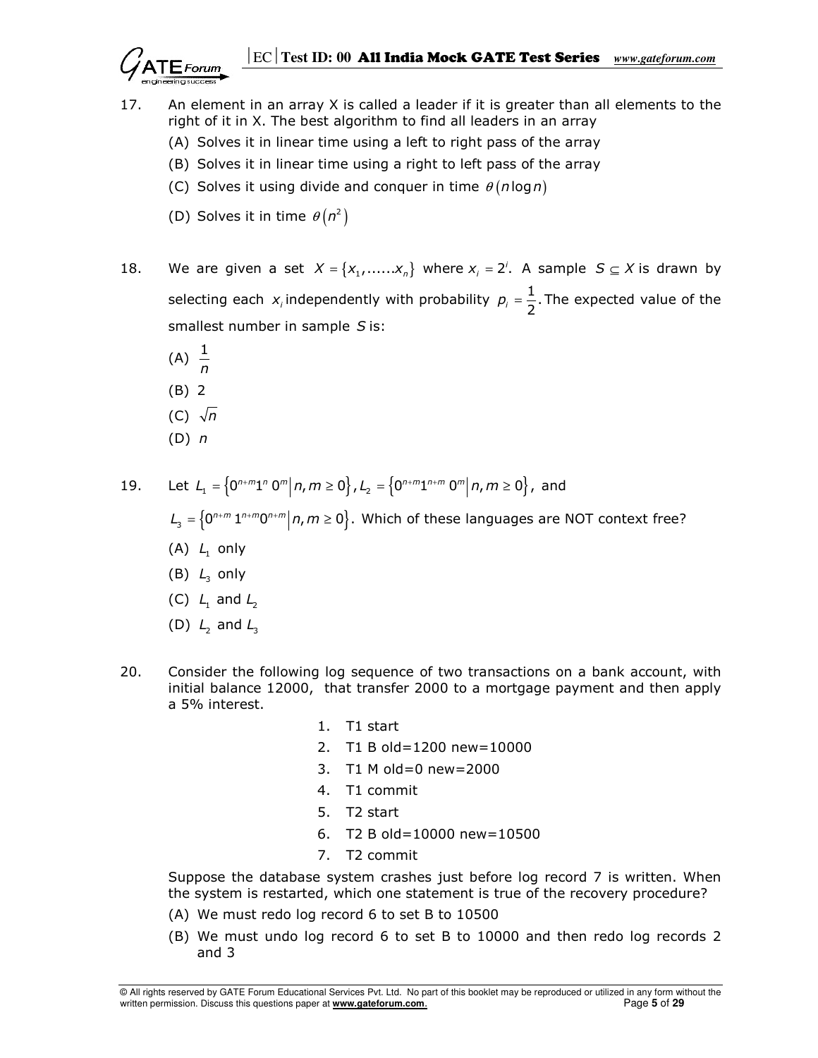17. An element in an array X is called a leader if it is greater than all elements to the right of it in X. The best algorithm to find all leaders in an array

    (A) Solves it in linear time using a left to right pass of the array

    (B) Solves it in linear time using a right to left pass of the array

    (C) Solves it using divide and conquer in time $\theta(n \log n)$

    (D) Solves it in time $\theta(n^2)$

18. We are given a set $X = \{x_1, ......x_n\}$ where $x_i = 2^i$. A sample $S \subseteq X$ is drawn by selecting each $x_i$ independently with probability $p_i = \frac{1}{2}$. The expected value of the smallest number in sample $S$ is:

    (A) $\frac{1}{n}$

    (B) 2

    (C) $\sqrt{n}$

    (D) $n$

19. Let $L_1 = \{0^{n+m}1^n 0^m \mid n, m \geq 0\}$, $L_2 = \{0^{n+m}1^{n+m} 0^m \mid n, m \geq 0\}$, and $L_3 = \{0^{n+m} 1^{n+m} 0^{n+m} \mid n, m \geq 0\}$. Which of these languages are NOT context free?

    (A) $L_1$ only

    (B) $L_3$ only

    (C) $L_1$ and $L_2$

    (D) $L_2$ and $L_3$

20. Consider the following log sequence of two transactions on a bank account, with initial balance 12000, that transfer 2000 to a mortgage payment and then apply a 5% interest.

    1. T1 start
    2. T1 B old=1200 new=10000
    3. T1 M old=0 new=2000
    4. T1 commit
    5. T2 start
    6. T2 B old=10000 new=10500
    7. T2 commit

    Suppose the database system crashes just before log record 7 is written. When the system is restarted, which one statement is true of the recovery procedure?

    (A) We must redo log record 6 to set B to 10500

    (B) We must undo log record 6 to set B to 10000 and then redo log records 2 and 3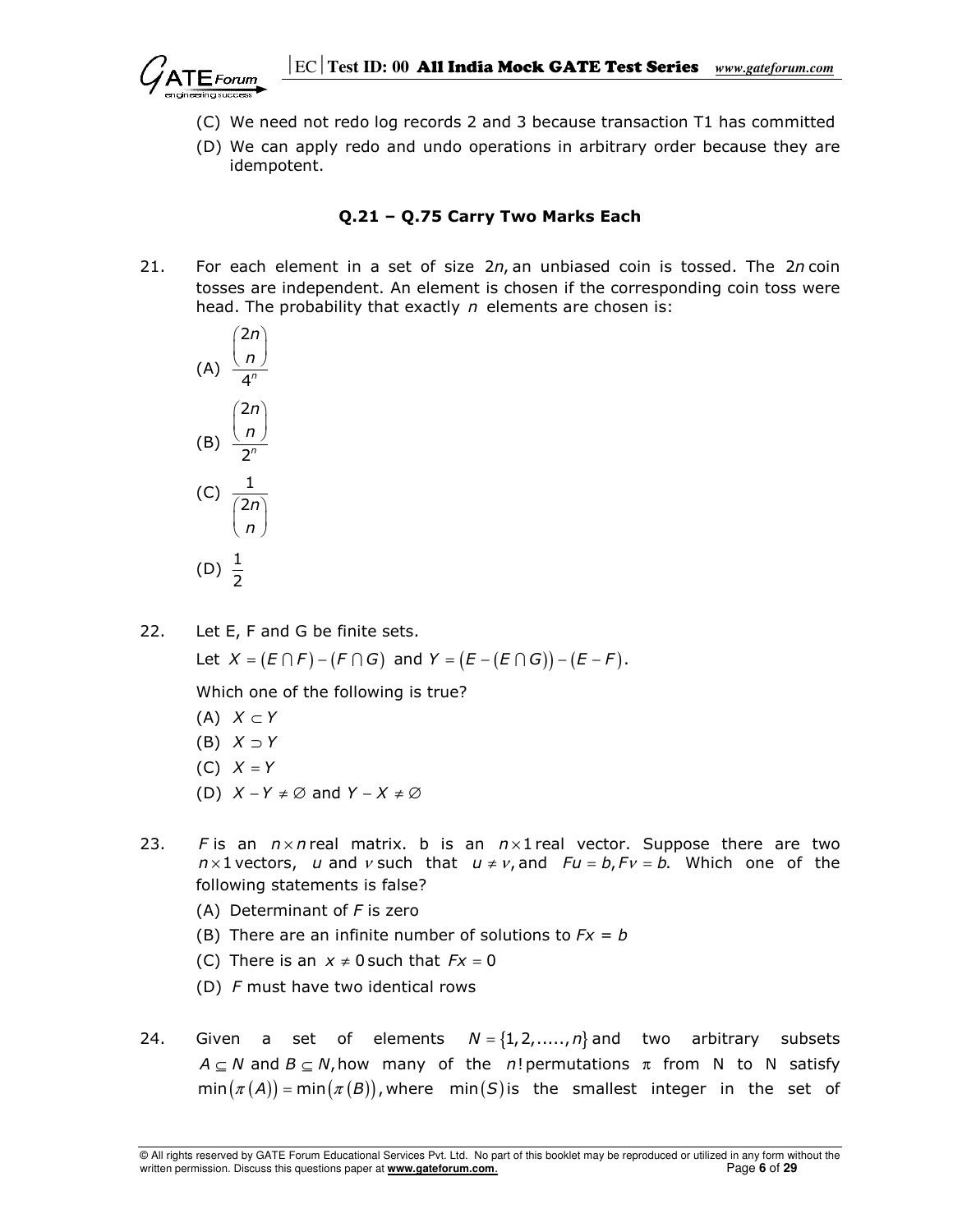(C) We need not redo log records 2 and 3 because transaction T1 has committed

(D) We can apply redo and undo operations in arbitrary order because they are idempotent.

### Q.21 – Q.75 Carry Two Marks Each

21. For each element in a set of size $2n$, an unbiased coin is tossed. The $2n$ coin tosses are independent. An element is chosen if the corresponding coin toss were head. The probability that exactly $n$ elements are chosen is:

   (A) $\dfrac{\binom{2n}{n}}{4^n}$

   (B) $\dfrac{\binom{2n}{n}}{2^n}$

   (C) $\dfrac{1}{\binom{2n}{n}}$

   (D) $\dfrac{1}{2}$

22. Let E, F and G be finite sets.

   Let $X = (E \cap F) - (F \cap G)$ and $Y = (E - (E \cap G)) - (E - F)$.

   Which one of the following is true?

   (A) $X \subset Y$

   (B) $X \supset Y$

   (C) $X = Y$

   (D) $X - Y \neq \varnothing$ and $Y - X \neq \varnothing$

23. $F$ is an $n \times n$ real matrix. b is an $n \times 1$ real vector. Suppose there are two $n \times 1$ vectors, $u$ and $v$ such that $u \neq v$, and $Fu = b, Fv = b$. Which one of the following statements is false?

   (A) Determinant of $F$ is zero

   (B) There are an infinite number of solutions to $Fx = b$

   (C) There is an $x \neq 0$ such that $Fx = 0$

   (D) $F$ must have two identical rows

24. Given a set of elements $N = \{1, 2, \ldots\ldots, n\}$ and two arbitrary subsets $A \subseteq N$ and $B \subseteq N$, how many of the $n!$ permutations $\pi$ from N to N satisfy $\min(\pi(A)) = \min(\pi(B))$, where $\min(S)$ is the smallest integer in the set of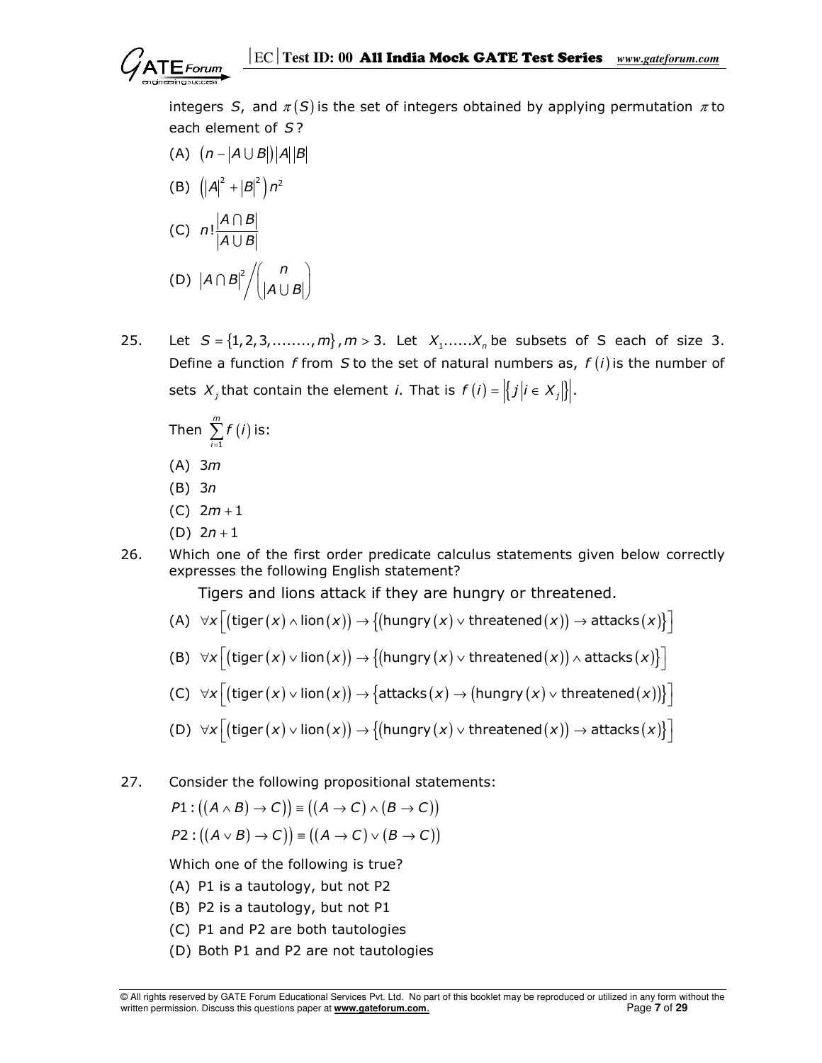integers $S$, and $\pi(S)$ is the set of integers obtained by applying permutation $\pi$ to each element of $S$?

(A) $(n - |A \cup B|)|A||B|$

(B) $\left(|A|^2 + |B|^2\right)n^2$

(C) $n!\dfrac{|A \cap B|}{|A \cup B|}$

(D) $|A \cap B|^2 \Big/ \dbinom{n}{|A \cup B|}$

25. Let $S = \{1, 2, 3, ........, m\}, m > 3$. Let $X_1......X_n$ be subsets of S each of size 3. Define a function $f$ from $S$ to the set of natural numbers as, $f(i)$ is the number of sets $X_j$ that contain the element $i$. That is $f(i) = \left|\{j \mid i \in X_j\}\right|$.

Then $\sum_{i=1}^{m} f(i)$ is:

(A) $3m$

(B) $3n$

(C) $2m + 1$

(D) $2n + 1$

26. Which one of the first order predicate calculus statements given below correctly expresses the following English statement?

Tigers and lions attack if they are hungry or threatened.

(A) $\forall x\left[(\text{tiger}(x) \wedge \text{lion}(x)) \rightarrow \{(\text{hungry}(x) \vee \text{threatened}(x)) \rightarrow \text{attacks}(x)\}\right]$

(B) $\forall x\left[(\text{tiger}(x) \vee \text{lion}(x)) \rightarrow \{(\text{hungry}(x) \vee \text{threatened}(x)) \wedge \text{attacks}(x)\}\right]$

(C) $\forall x\left[(\text{tiger}(x) \vee \text{lion}(x)) \rightarrow \{\text{attacks}(x) \rightarrow (\text{hungry}(x) \vee \text{threatened}(x))\}\right]$

(D) $\forall x\left[(\text{tiger}(x) \vee \text{lion}(x)) \rightarrow \{(\text{hungry}(x) \vee \text{threatened}(x)) \rightarrow \text{attacks}(x)\}\right]$

27. Consider the following propositional statements:

$P1 : ((A \wedge B) \rightarrow C)) \equiv ((A \rightarrow C) \wedge (B \rightarrow C))$

$P2 : ((A \vee B) \rightarrow C)) \equiv ((A \rightarrow C) \vee (B \rightarrow C))$

Which one of the following is true?

(A) P1 is a tautology, but not P2

(B) P2 is a tautology, but not P1

(C) P1 and P2 are both tautologies

(D) Both P1 and P2 are not tautologies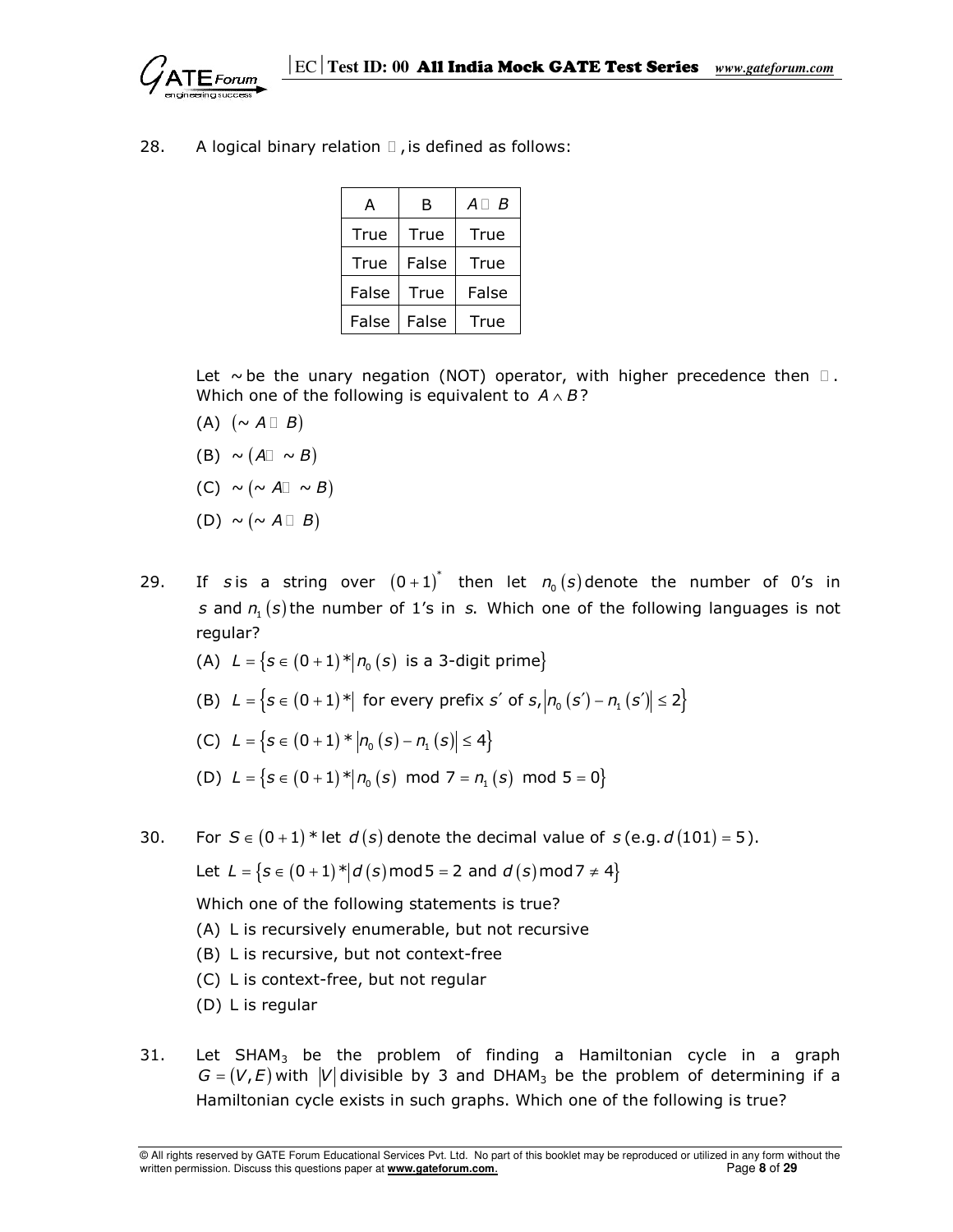28. A logical binary relation □, is defined as follows:

| A | B | $A$ □ $B$ |
|---|---|---|
| True | True | True |
| True | False | True |
| False | True | False |
| False | False | True |

Let ~ be the unary negation (NOT) operator, with higher precedence then □. Which one of the following is equivalent to $A \wedge B$?

(A) $(\sim A$ □ $B)$

(B) $\sim (A$ □ $\sim B)$

(C) $\sim (\sim A$ □ $\sim B)$

(D) $\sim (\sim A$ □ $B)$

29. If $s$ is a string over $(0+1)^*$ then let $n_0(s)$ denote the number of 0's in $s$ and $n_1(s)$ the number of 1's in $s$. Which one of the following languages is not regular?

(A) $L = \{s \in (0+1)^* | n_0(s) \text{ is a 3-digit prime}\}$

(B) $L = \{s \in (0+1)^* | \text{ for every prefix } s' \text{ of } s, |n_0(s') - n_1(s')| \leq 2\}$

(C) $L = \{s \in (0+1)^* \,|n_0(s) - n_1(s)| \leq 4\}$

(D) $L = \{s \in (0+1)^* | n_0(s) \bmod 7 = n_1(s) \bmod 5 = 0\}$

30. For $S \in (0+1)^*$ let $d(s)$ denote the decimal value of $s$ (e.g. $d(101) = 5$).

Let $L = \{s \in (0+1)^* | d(s) \bmod 5 = 2 \text{ and } d(s) \bmod 7 \neq 4\}$

Which one of the following statements is true?

(A) L is recursively enumerable, but not recursive

(B) L is recursive, but not context-free

(C) L is context-free, but not regular

(D) L is regular

31. Let $SHAM_3$ be the problem of finding a Hamiltonian cycle in a graph $G = (V, E)$ with $|V|$ divisible by 3 and $DHAM_3$ be the problem of determining if a Hamiltonian cycle exists in such graphs. Which one of the following is true?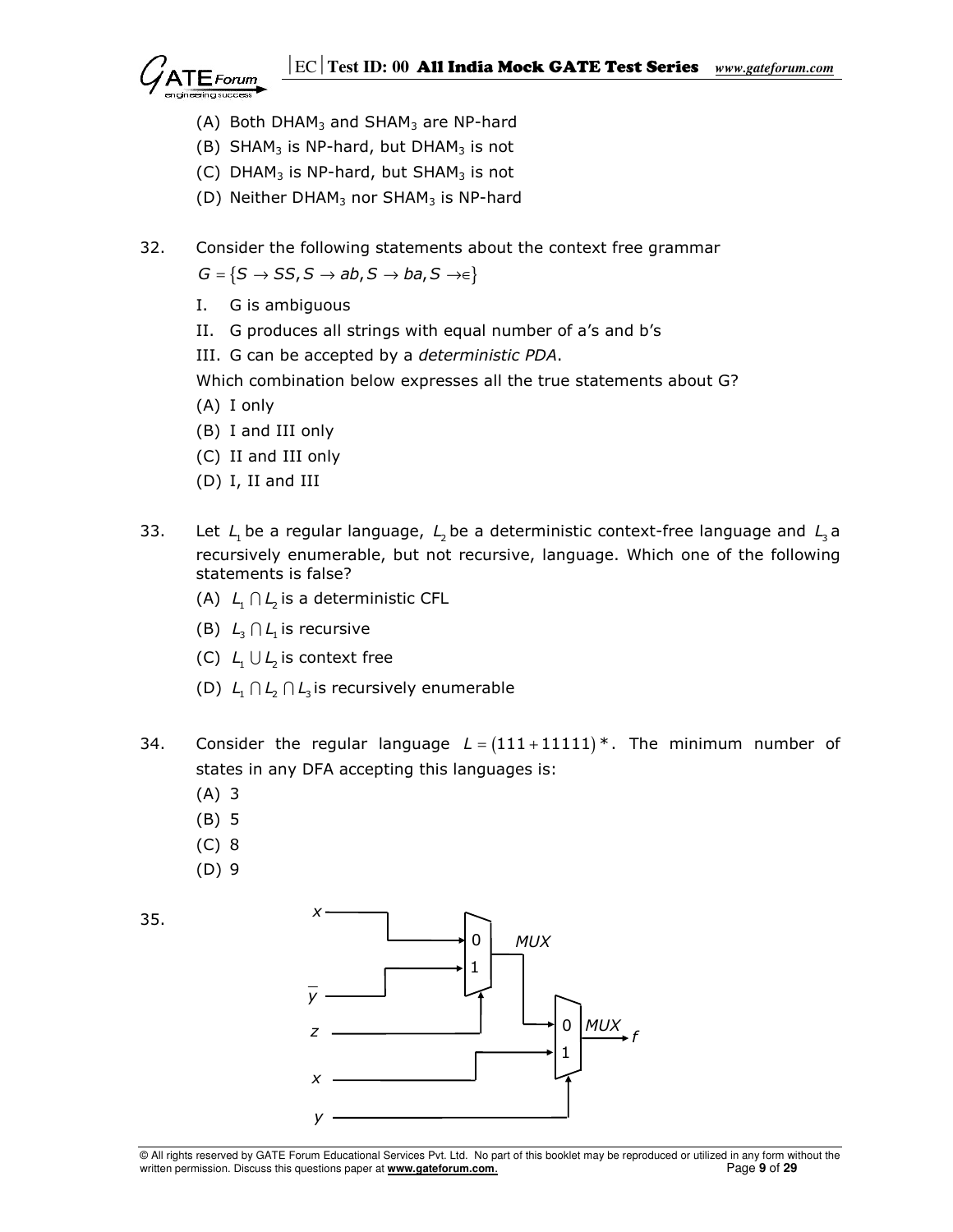(A) Both $DHAM_3$ and $SHAM_3$ are NP-hard

(B) $SHAM_3$ is NP-hard, but $DHAM_3$ is not

(C) $DHAM_3$ is NP-hard, but $SHAM_3$ is not

(D) Neither $DHAM_3$ nor $SHAM_3$ is NP-hard

32. Consider the following statements about the context free grammar $G = \{S \rightarrow SS, S \rightarrow ab, S \rightarrow ba, S \rightarrow \in\}$

I. G is ambiguous

II. G produces all strings with equal number of a's and b's

III. G can be accepted by a *deterministic PDA*.

Which combination below expresses all the true statements about G?

(A) I only

(B) I and III only

(C) II and III only

(D) I, II and III

33. Let $L_1$ be a regular language, $L_2$ be a deterministic context-free language and $L_3$ a recursively enumerable, but not recursive, language. Which one of the following statements is false?

(A) $L_1 \cap L_2$ is a deterministic CFL

(B) $L_3 \cap L_1$ is recursive

(C) $L_1 \cup L_2$ is context free

(D) $L_1 \cap L_2 \cap L_3$ is recursively enumerable

34. Consider the regular language $L = (111 + 11111)^*$. The minimum number of states in any DFA accepting this languages is:

(A) 3

(B) 5

(C) 8

(D) 9

35.

Circuit: A first MUX has input 0 = $x$, input 1 = $\bar{y}$, select = $z$. Its output feeds input 0 of a second MUX, whose input 1 = $x$ and select = $y$. The output of the second MUX is $f$.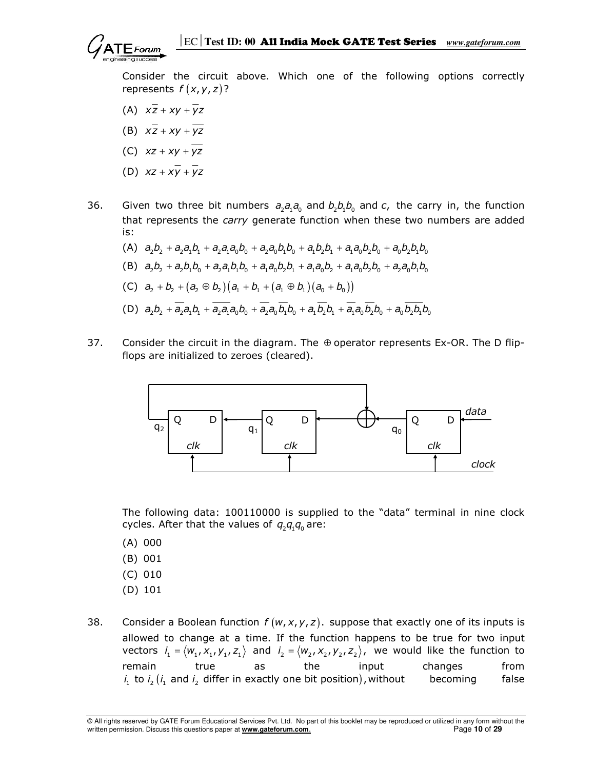Consider the circuit above. Which one of the following options correctly represents $f(x, y, z)$?

(A) $x\overline{z} + xy + \overline{y}z$

(B) $x\overline{z} + xy + \overline{yz}$

(C) $xz + xy + \overline{yz}$

(D) $xz + x\overline{y} + \overline{y}z$

36. Given two three bit numbers $a_2a_1a_0$ and $b_2b_1b_0$ and $c$, the carry in, the function that represents the *carry* generate function when these two numbers are added is:

(A) $a_2b_2 + a_2a_1b_1 + a_2a_1a_0b_0 + a_2a_0b_1b_0 + a_1b_2b_1 + a_1a_0b_2b_0 + a_0b_2b_1b_0$

(B) $a_2b_2 + a_2b_1b_0 + a_2a_1b_1b_0 + a_1a_0b_2b_1 + a_1a_0b_2 + a_1a_0b_2b_0 + a_2a_0b_1b_0$

(C) $a_2 + b_2 + (a_2 \oplus b_2)(a_1 + b_1 + (a_1 \oplus b_1)(a_0 + b_0))$

(D) $a_2b_2 + \overline{a_2}a_1b_1 + \overline{a_2a_1}a_0b_0 + \overline{a_2}a_0\overline{b_1}b_0 + a_1\overline{b_2}b_1 + \overline{a_1}a_0\overline{b_2}b_0 + a_0\overline{b_2b_1}b_0$

37. Consider the circuit in the diagram. The $\oplus$ operator represents Ex-OR. The D flip-flops are initialized to zeroes (cleared).

The following data: 100110000 is supplied to the "data" terminal in nine clock cycles. After that the values of $q_2q_1q_0$ are:

(A) 000

(B) 001

(C) 010

(D) 101

38. Consider a Boolean function $f(w, x, y, z)$. suppose that exactly one of its inputs is allowed to change at a time. If the function happens to be true for two input vectors $i_1 = \langle w_1, x_1, y_1, z_1 \rangle$ and $i_2 = \langle w_2, x_2, y_2, z_2 \rangle$, we would like the function to remain true as the input changes from $i_1$ to $i_2$ ($i_1$ and $i_2$ differ in exactly one bit position), without becoming false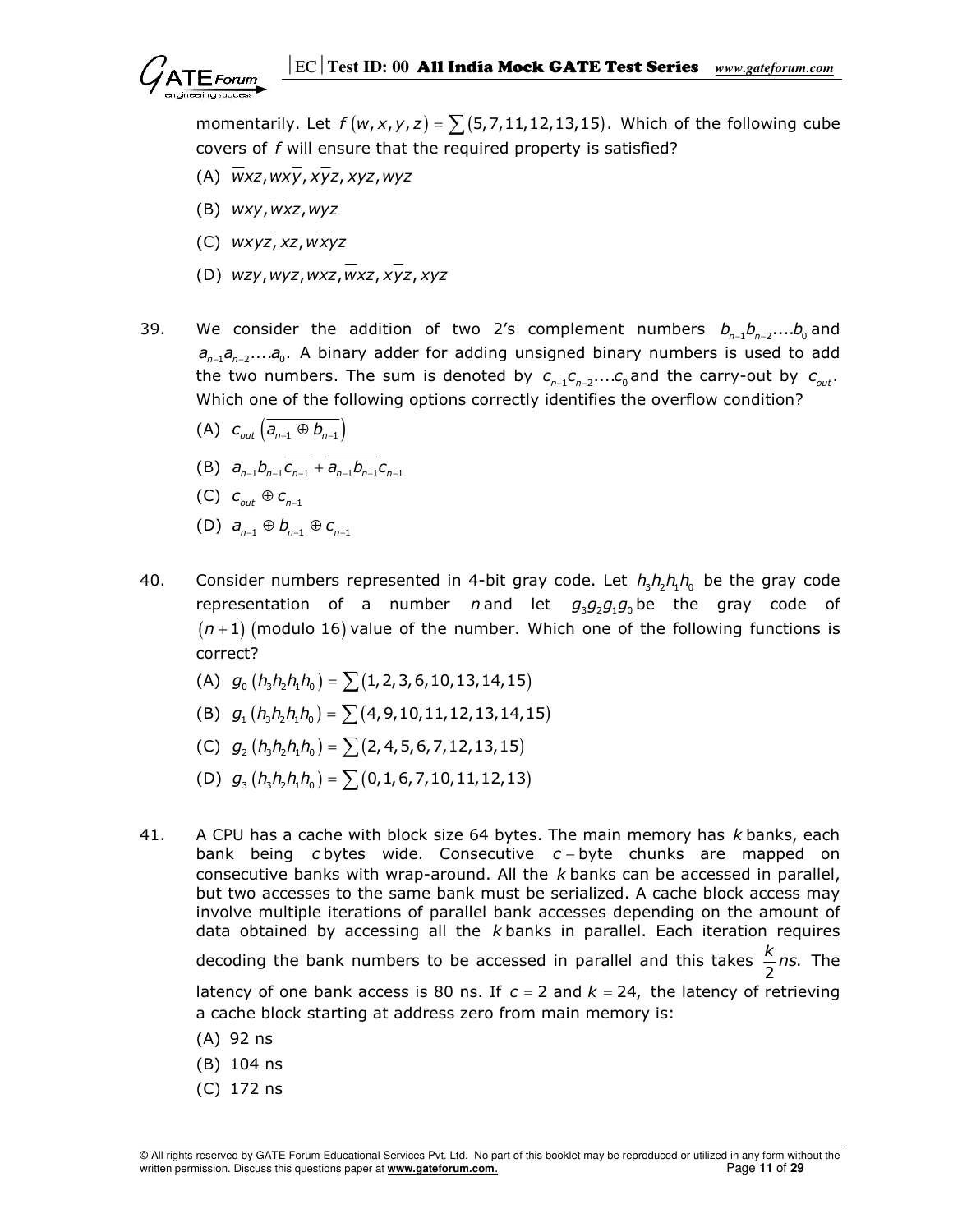momentarily. Let $f(w,x,y,z) = \sum(5,7,11,12,13,15)$. Which of the following cube covers of $f$ will ensure that the required property is satisfied?

(A) $\overline{w}xz, wx\overline{y}, x\overline{y}z, xyz, wyz$

(B) $wxy, \overline{w}xz, wyz$

(C) $wx\overline{yz}, xz, w\overline{x}yz$

(D) $wzy, wyz, wxz, \overline{w}xz, x\overline{y}z, xyz$

39. We consider the addition of two 2's complement numbers $b_{n-1}b_{n-2}....b_0$ and $a_{n-1}a_{n-2}....a_0$. A binary adder for adding unsigned binary numbers is used to add the two numbers. The sum is denoted by $c_{n-1}c_{n-2}....c_0$ and the carry-out by $c_{out}$. Which one of the following options correctly identifies the overflow condition?

(A) $c_{out}\left(\overline{a_{n-1} \oplus b_{n-1}}\right)$

(B) $a_{n-1}b_{n-1}\overline{c_{n-1}} + \overline{a_{n-1}b_{n-1}}c_{n-1}$

(C) $c_{out} \oplus c_{n-1}$

(D) $a_{n-1} \oplus b_{n-1} \oplus c_{n-1}$

40. Consider numbers represented in 4-bit gray code. Let $h_3h_2h_1h_0$ be the gray code representation of a number $n$ and let $g_3g_2g_1g_0$ be the gray code of $(n+1)$ (modulo 16) value of the number. Which one of the following functions is correct?

(A) $g_0(h_3h_2h_1h_0) = \sum(1,2,3,6,10,13,14,15)$

(B) $g_1(h_3h_2h_1h_0) = \sum(4,9,10,11,12,13,14,15)$

(C) $g_2(h_3h_2h_1h_0) = \sum(2,4,5,6,7,12,13,15)$

(D) $g_3(h_3h_2h_1h_0) = \sum(0,1,6,7,10,11,12,13)$

41. A CPU has a cache with block size 64 bytes. The main memory has $k$ banks, each bank being $c$ bytes wide. Consecutive $c-$byte chunks are mapped on consecutive banks with wrap-around. All the $k$ banks can be accessed in parallel, but two accesses to the same bank must be serialized. A cache block access may involve multiple iterations of parallel bank accesses depending on the amount of data obtained by accessing all the $k$ banks in parallel. Each iteration requires decoding the bank numbers to be accessed in parallel and this takes $\frac{k}{2}ns$. The latency of one bank access is 80 ns. If $c = 2$ and $k = 24$, the latency of retrieving a cache block starting at address zero from main memory is:

(A) 92 ns

(B) 104 ns

(C) 172 ns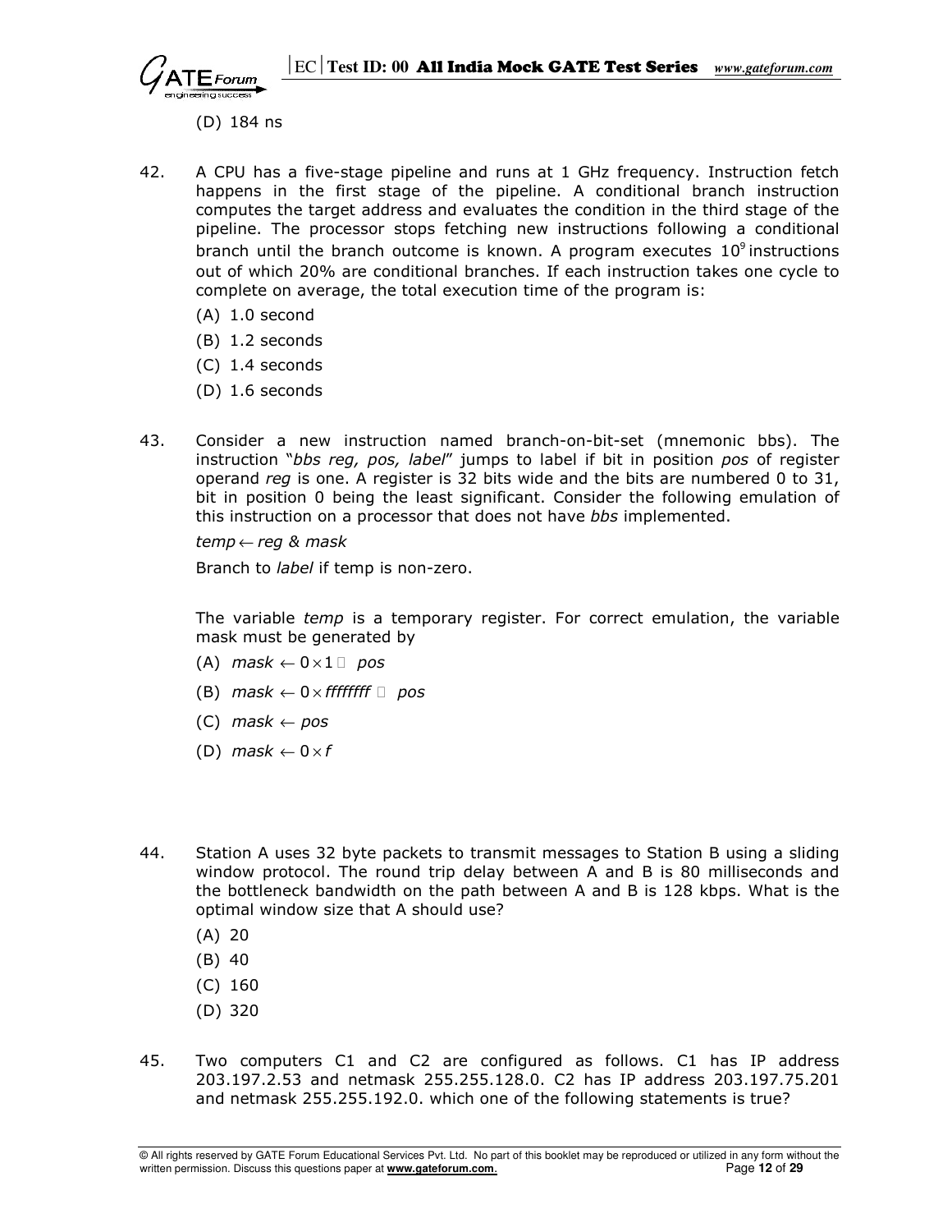(D) 184 ns

42. A CPU has a five-stage pipeline and runs at 1 GHz frequency. Instruction fetch happens in the first stage of the pipeline. A conditional branch instruction computes the target address and evaluates the condition in the third stage of the pipeline. The processor stops fetching new instructions following a conditional branch until the branch outcome is known. A program executes $10^9$ instructions out of which 20% are conditional branches. If each instruction takes one cycle to complete on average, the total execution time of the program is:

    (A) 1.0 second
    (B) 1.2 seconds
    (C) 1.4 seconds
    (D) 1.6 seconds

43. Consider a new instruction named branch-on-bit-set (mnemonic bbs). The instruction "*bbs reg, pos, label*" jumps to label if bit in position *pos* of register operand *reg* is one. A register is 32 bits wide and the bits are numbered 0 to 31, bit in position 0 being the least significant. Consider the following emulation of this instruction on a processor that does not have *bbs* implemented.

    $temp \leftarrow reg \,\&\, mask$

    Branch to *label* if temp is non-zero.

    The variable *temp* is a temporary register. For correct emulation, the variable mask must be generated by

    (A) $mask \leftarrow 0 \times 1 \ll pos$
    (B) $mask \leftarrow 0 \times ffffffff \gg pos$
    (C) $mask \leftarrow pos$
    (D) $mask \leftarrow 0 \times f$

44. Station A uses 32 byte packets to transmit messages to Station B using a sliding window protocol. The round trip delay between A and B is 80 milliseconds and the bottleneck bandwidth on the path between A and B is 128 kbps. What is the optimal window size that A should use?

    (A) 20
    (B) 40
    (C) 160
    (D) 320

45. Two computers C1 and C2 are configured as follows. C1 has IP address 203.197.2.53 and netmask 255.255.128.0. C2 has IP address 203.197.75.201 and netmask 255.255.192.0. which one of the following statements is true?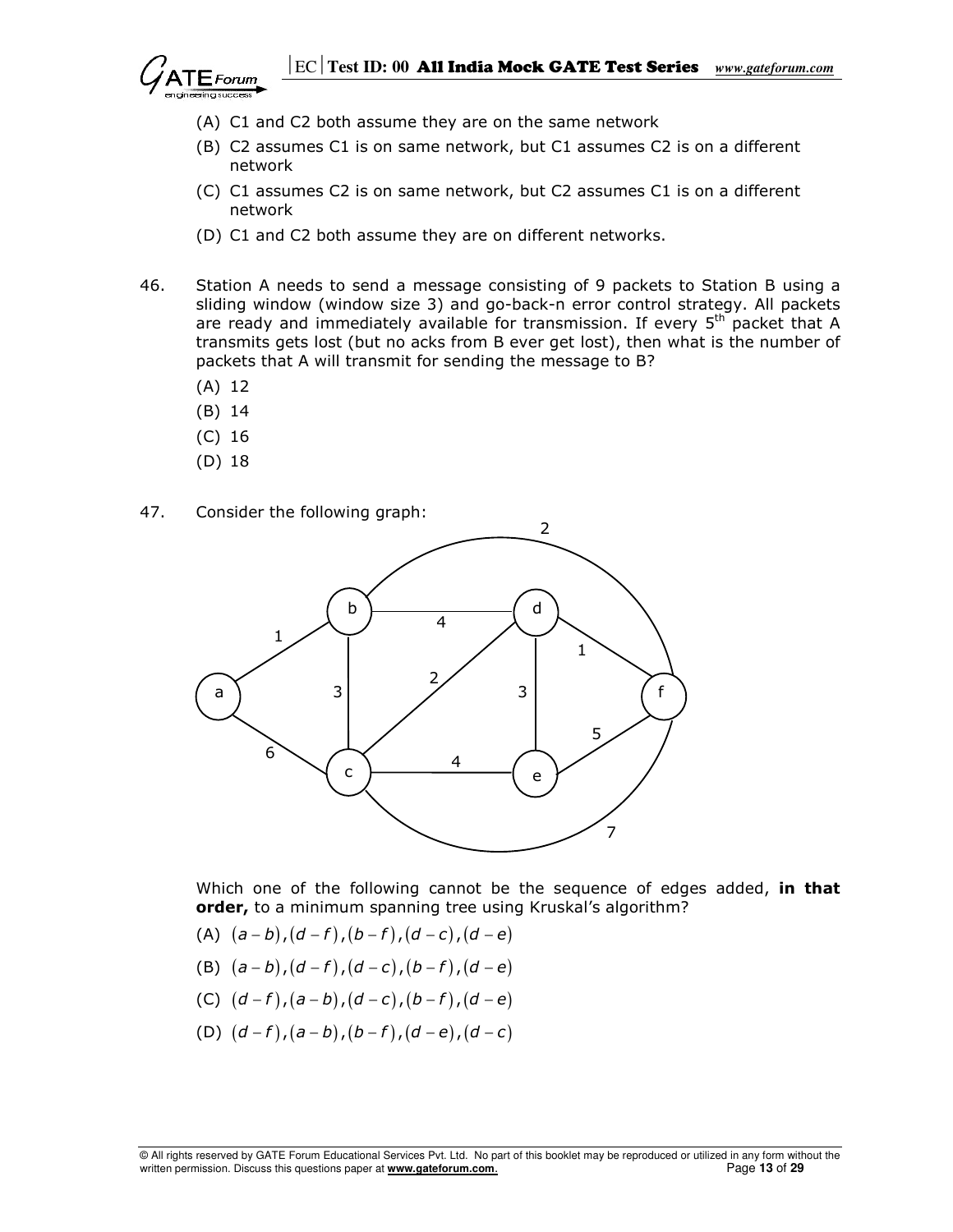(A) C1 and C2 both assume they are on the same network

(B) C2 assumes C1 is on same network, but C1 assumes C2 is on a different network

(C) C1 assumes C2 is on same network, but C2 assumes C1 is on a different network

(D) C1 and C2 both assume they are on different networks.

46. Station A needs to send a message consisting of 9 packets to Station B using a sliding window (window size 3) and go-back-n error control strategy. All packets are ready and immediately available for transmission. If every $5^{th}$ packet that A transmits gets lost (but no acks from B ever get lost), then what is the number of packets that A will transmit for sending the message to B?

(A) 12

(B) 14

(C) 16

(D) 18

47. Consider the following graph:

Which one of the following cannot be the sequence of edges added, **in that order,** to a minimum spanning tree using Kruskal's algorithm?

(A) $(a-b),(d-f),(b-f),(d-c),(d-e)$

(B) $(a-b),(d-f),(d-c),(b-f),(d-e)$

(C) $(d-f),(a-b),(d-c),(b-f),(d-e)$

(D) $(d-f),(a-b),(b-f),(d-e),(d-c)$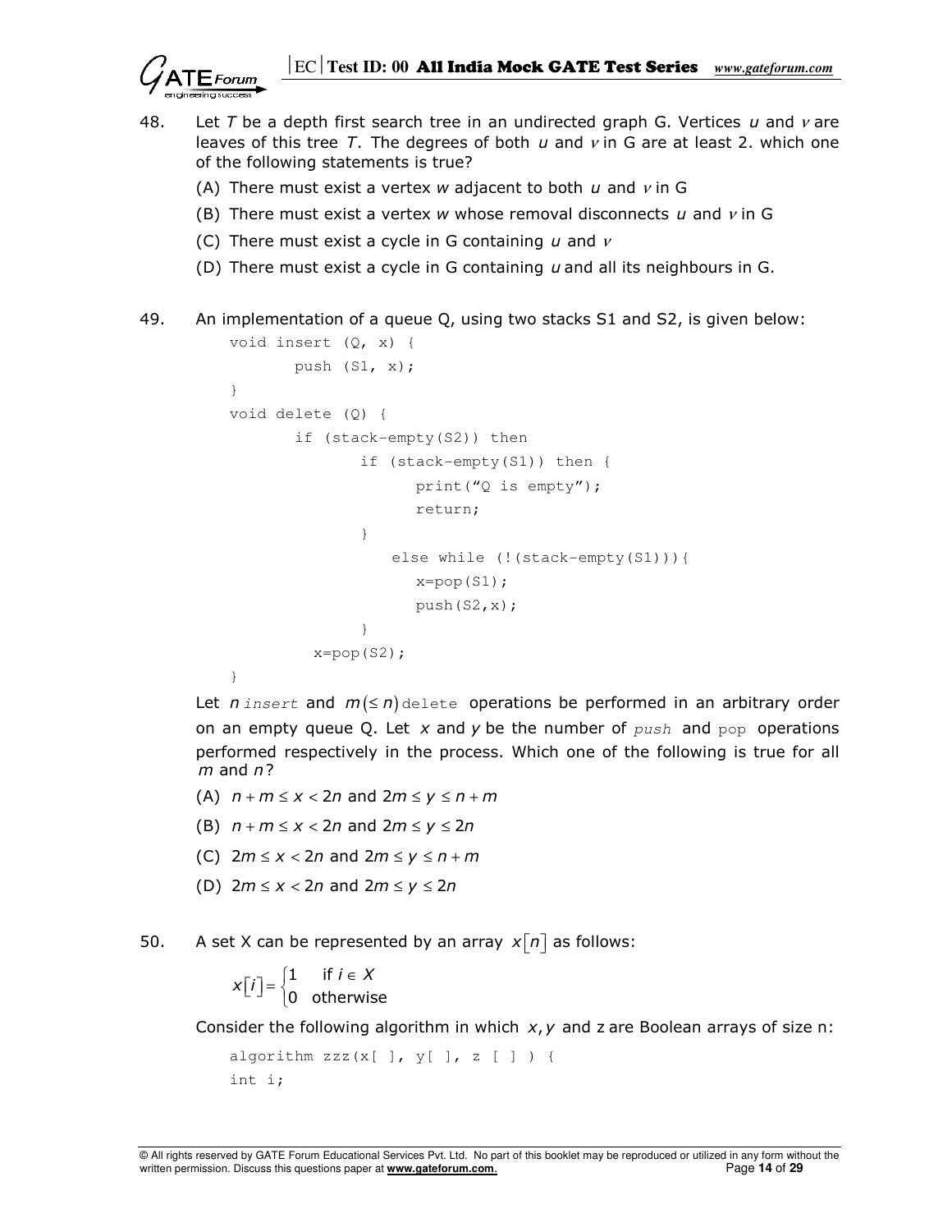48. Let *T* be a depth first search tree in an undirected graph G. Vertices $u$ and $v$ are leaves of this tree *T*. The degrees of both $u$ and $v$ in G are at least 2. which one of the following statements is true?

    (A) There must exist a vertex $w$ adjacent to both $u$ and $v$ in G

    (B) There must exist a vertex $w$ whose removal disconnects $u$ and $v$ in G

    (C) There must exist a cycle in G containing $u$ and $v$

    (D) There must exist a cycle in G containing $u$ and all its neighbours in G.

49. An implementation of a queue Q, using two stacks S1 and S2, is given below:

```
void insert (Q, x) {
        push (S1, x);
}
void delete (Q) {
        if (stack-empty(S2)) then
                if (stack-empty(S1)) then {
                      print("Q is empty");
                      return;
                }
                    else while (!(stack-empty(S1))){
                      x=pop(S1);
                      push(S2,x);
                }
           x=pop(S2);
}
```

Let $n$ *insert* and $m(\le n)$ delete operations be performed in an arbitrary order on an empty queue Q. Let $x$ and $y$ be the number of *push* and pop operations performed respectively in the process. Which one of the following is true for all $m$ and $n$?

(A) $n + m \le x < 2n$ and $2m \le y \le n + m$

(B) $n + m \le x < 2n$ and $2m \le y \le 2n$

(C) $2m \le x < 2n$ and $2m \le y \le n + m$

(D) $2m \le x < 2n$ and $2m \le y \le 2n$

50. A set X can be represented by an array $x[n]$ as follows:

$$x[i] = \begin{cases} 1 & \text{if } i \in X \\ 0 & \text{otherwise} \end{cases}$$

Consider the following algorithm in which $x, y$ and z are Boolean arrays of size n:

```
algorithm zzz(x[ ], y[ ], z [ ] ) {
int i;
```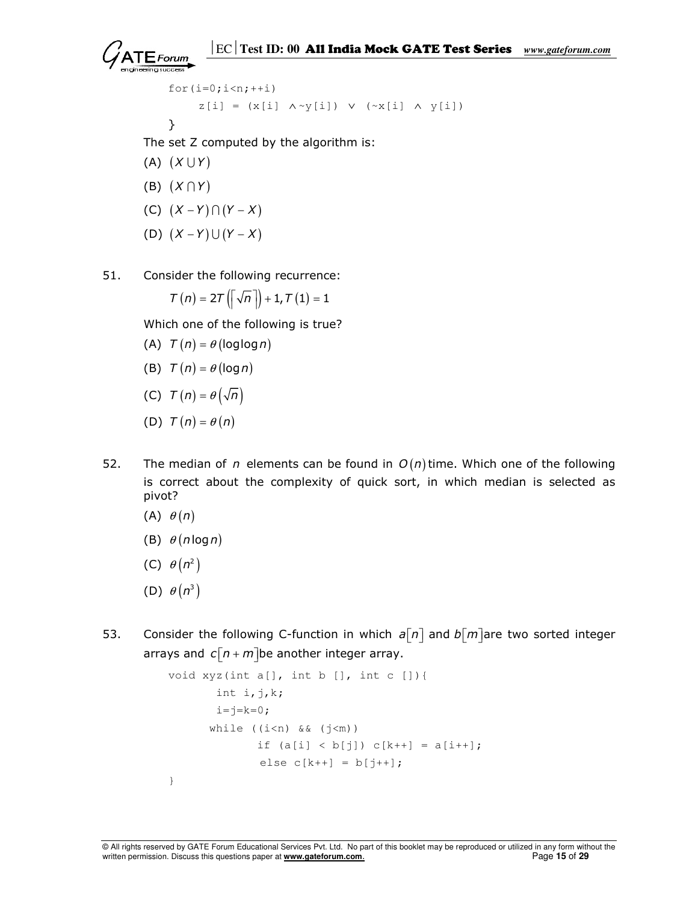```
    for(i=0;i<n;++i)
         z[i] = (x[i] ∧~y[i]) ∨ (~x[i] ∧ y[i])
    }
```

The set Z computed by the algorithm is:

(A) $(X \cup Y)$

(B) $(X \cap Y)$

(C) $(X - Y) \cap (Y - X)$

(D) $(X - Y) \cup (Y - X)$

51. Consider the following recurrence:

$$T(n) = 2T\left(\left\lceil \sqrt{n} \right\rceil\right) + 1, T(1) = 1$$

Which one of the following is true?

(A) $T(n) = \theta(\log\log n)$

(B) $T(n) = \theta(\log n)$

(C) $T(n) = \theta\left(\sqrt{n}\right)$

(D) $T(n) = \theta(n)$

52. The median of $n$ elements can be found in $O(n)$ time. Which one of the following is correct about the complexity of quick sort, in which median is selected as pivot?

(A) $\theta(n)$

(B) $\theta(n\log n)$

(C) $\theta\left(n^2\right)$

(D) $\theta\left(n^3\right)$

53. Consider the following C-function in which $a[n]$ and $b[m]$ are two sorted integer arrays and $c[n+m]$ be another integer array.

```
void xyz(int a[], int b [], int c []){
       int i,j,k;
       i=j=k=0;
      while ((i<n) && (j<m))
             if (a[i] < b[j]) c[k++] = a[i++];
             else c[k++] = b[j++];
}
```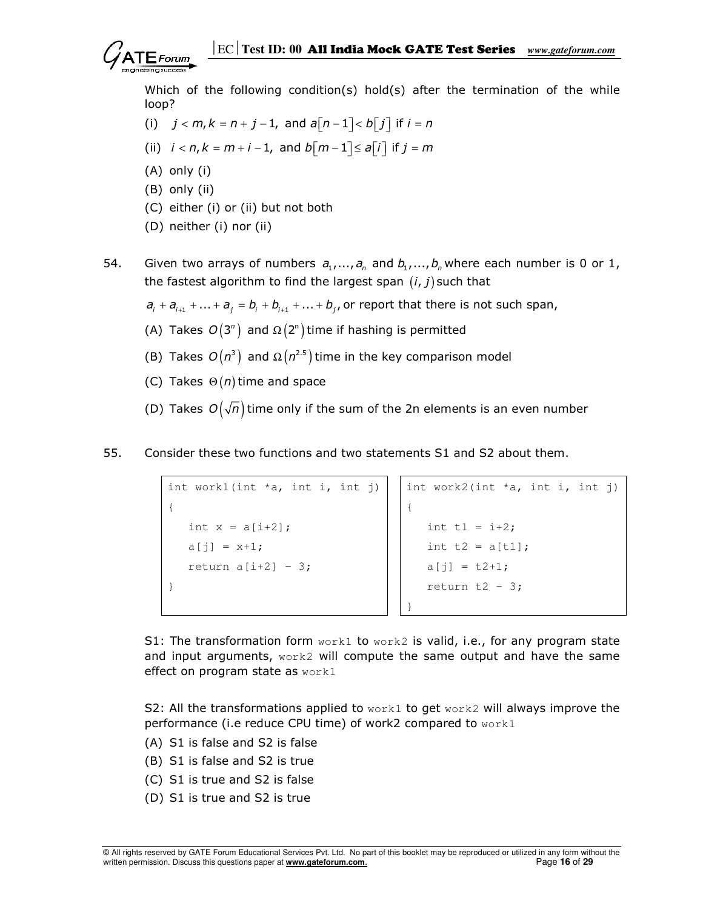Which of the following condition(s) hold(s) after the termination of the while loop?

(i) $j < m, k = n + j - 1,$ and $a[n-1] < b[j]$ if $i = n$

(ii) $i < n, k = m + i - 1,$ and $b[m-1] \le a[i]$ if $j = m$

(A) only (i)

(B) only (ii)

(C) either (i) or (ii) but not both

(D) neither (i) nor (ii)

54. Given two arrays of numbers $a_1, ..., a_n$ and $b_1, ..., b_n$ where each number is 0 or 1, the fastest algorithm to find the largest span $(i, j)$ such that

$a_i + a_{i+1} + ... + a_j = b_i + b_{i+1} + ... + b_j$, or report that there is not such span,

(A) Takes $O(3^n)$ and $\Omega(2^n)$ time if hashing is permitted

(B) Takes $O(n^3)$ and $\Omega(n^{2.5})$ time in the key comparison model

(C) Takes $\Theta(n)$ time and space

(D) Takes $O(\sqrt{n})$ time only if the sum of the 2n elements is an even number

55. Consider these two functions and two statements S1 and S2 about them.

```
int work1(int *a, int i, int j)
{
   int x = a[i+2];
   a[j] = x+1;
   return a[i+2] – 3;
}
```

```
int work2(int *a, int i, int j)
{
   int t1 = i+2;
   int t2 = a[t1];
   a[j] = t2+1;
   return t2 – 3;
}
```

S1: The transformation form `work1` to `work2` is valid, i.e., for any program state and input arguments, `work2` will compute the same output and have the same effect on program state as `work1`

S2: All the transformations applied to `work1` to get `work2` will always improve the performance (i.e reduce CPU time) of work2 compared to `work1`

(A) S1 is false and S2 is false

(B) S1 is false and S2 is true

(C) S1 is true and S2 is false

(D) S1 is true and S2 is true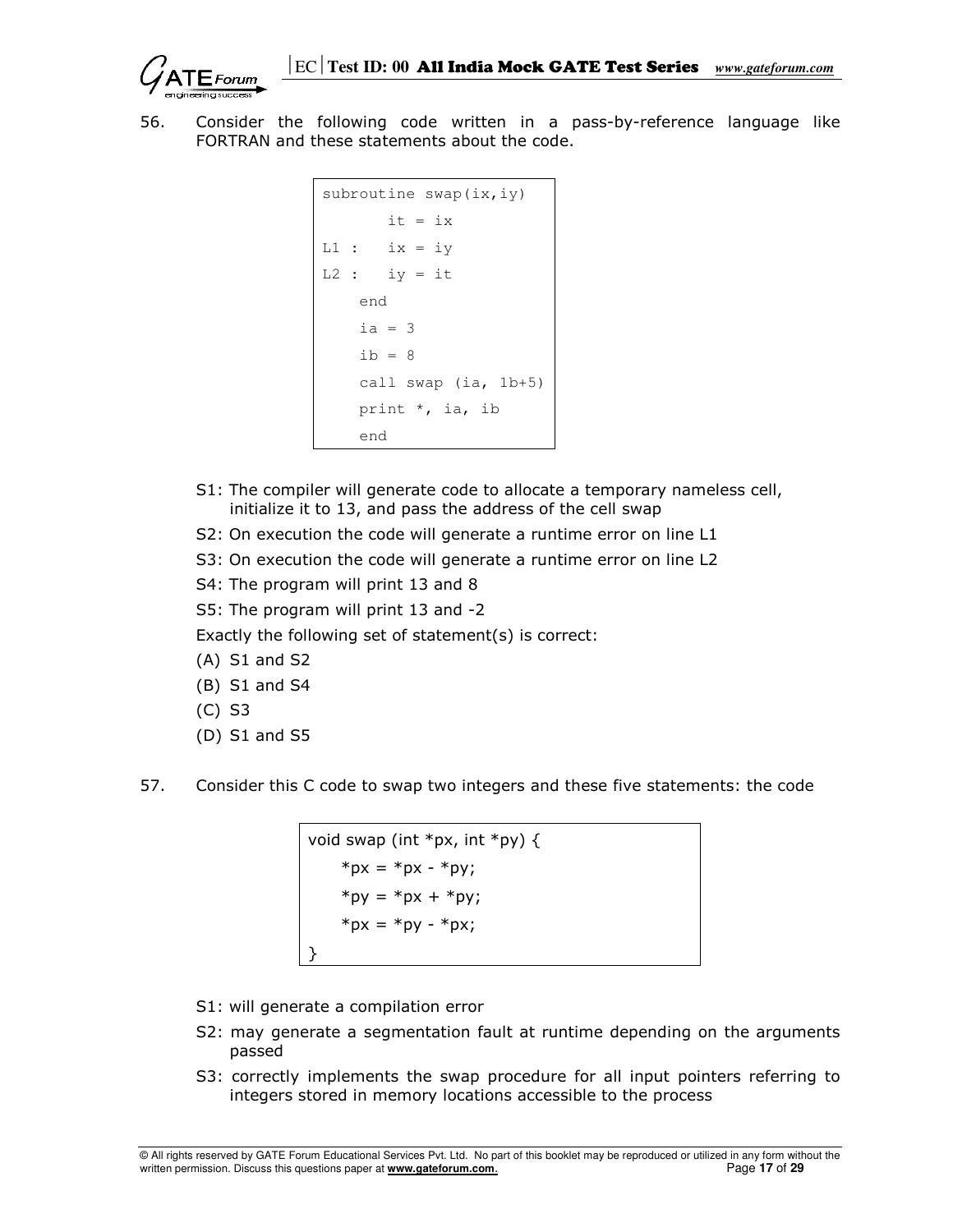56. Consider the following code written in a pass-by-reference language like FORTRAN and these statements about the code.

```
subroutine swap(ix,iy)
       it = ix
L1 :   ix = iy
L2 :   iy = it
    end
    ia = 3
    ib = 8
    call swap (ia, 1b+5)
    print *, ia, ib
    end
```

S1: The compiler will generate code to allocate a temporary nameless cell, initialize it to 13, and pass the address of the cell swap

S2: On execution the code will generate a runtime error on line L1

S3: On execution the code will generate a runtime error on line L2

S4: The program will print 13 and 8

S5: The program will print 13 and -2

Exactly the following set of statement(s) is correct:

(A) S1 and S2

(B) S1 and S4

(C) S3

(D) S1 and S5

57. Consider this C code to swap two integers and these five statements: the code

```
void swap (int *px, int *py) {
    *px = *px - *py;
    *py = *px + *py;
    *px = *py - *px;
}
```

S1: will generate a compilation error

S2: may generate a segmentation fault at runtime depending on the arguments passed

S3: correctly implements the swap procedure for all input pointers referring to integers stored in memory locations accessible to the process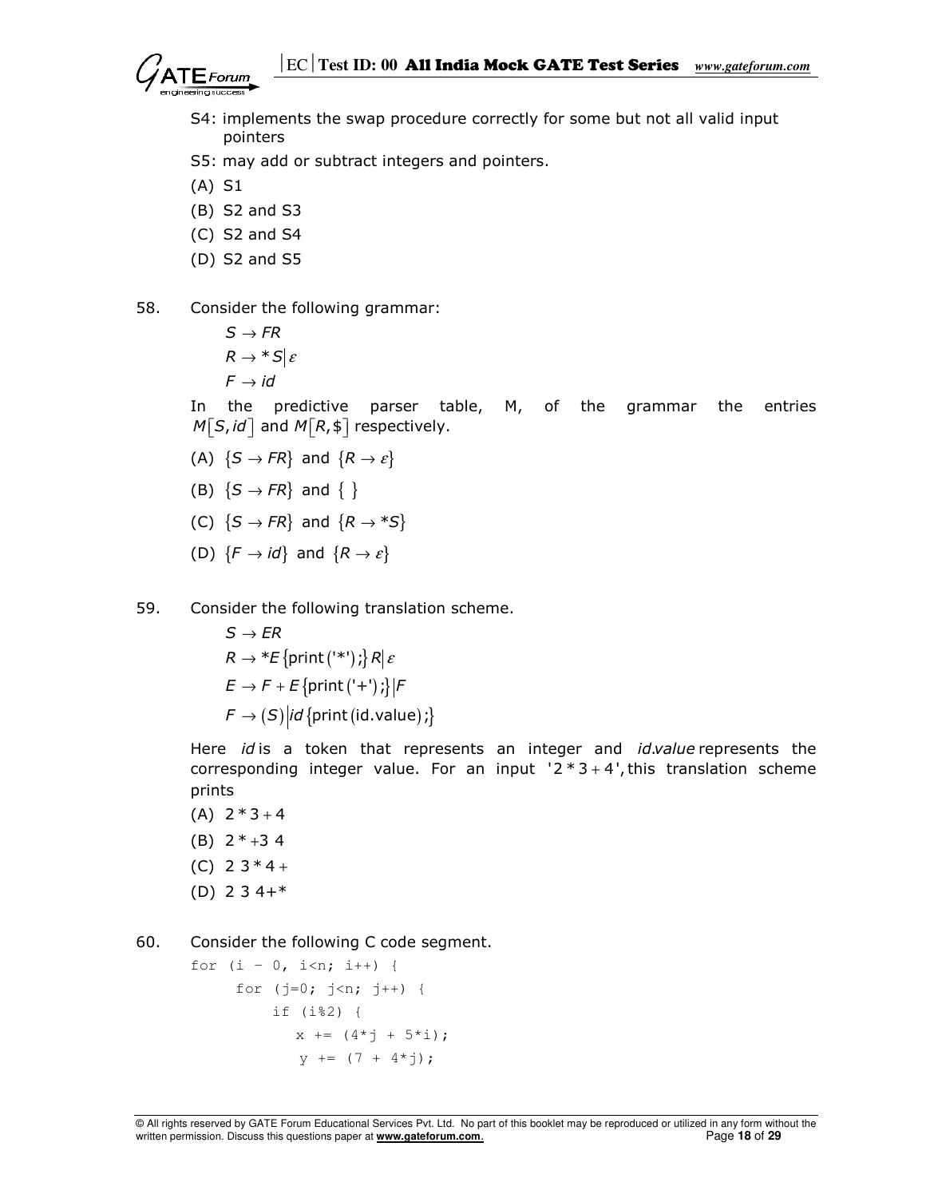S4: implements the swap procedure correctly for some but not all valid input pointers

S5: may add or subtract integers and pointers.

(A) S1

(B) S2 and S3

(C) S2 and S4

(D) S2 and S5

58. Consider the following grammar:

$$S \to FR$$
$$R \to *S \mid \varepsilon$$
$$F \to id$$

In the predictive parser table, M, of the grammar the entries $M[S, id]$ and $M[R, \$]$ respectively.

(A) $\{S \to FR\}$ and $\{R \to \varepsilon\}$

(B) $\{S \to FR\}$ and $\{ \}$

(C) $\{S \to FR\}$ and $\{R \to *S\}$

(D) $\{F \to id\}$ and $\{R \to \varepsilon\}$

59. Consider the following translation scheme.

$$S \to ER$$
$$R \to *E\{\text{print}('*');\}R \mid \varepsilon$$
$$E \to F + E\{\text{print}('+');\} \mid F$$
$$F \to (S) \mid id\{\text{print}(\text{id.value});\}$$

Here *id* is a token that represents an integer and *id.value* represents the corresponding integer value. For an input '$2 * 3 + 4$', this translation scheme prints

(A) $2 * 3 + 4$

(B) $2 * +3\ 4$

(C) $2\ 3 * 4 +$

(D) $2\ 3\ 4 + *$

60. Consider the following C code segment.

```
for (i - 0, i<n; i++) {
     for (j=0; j<n; j++) {
         if (i%2) {
            x += (4*j + 5*i);
             y += (7 + 4*j);
```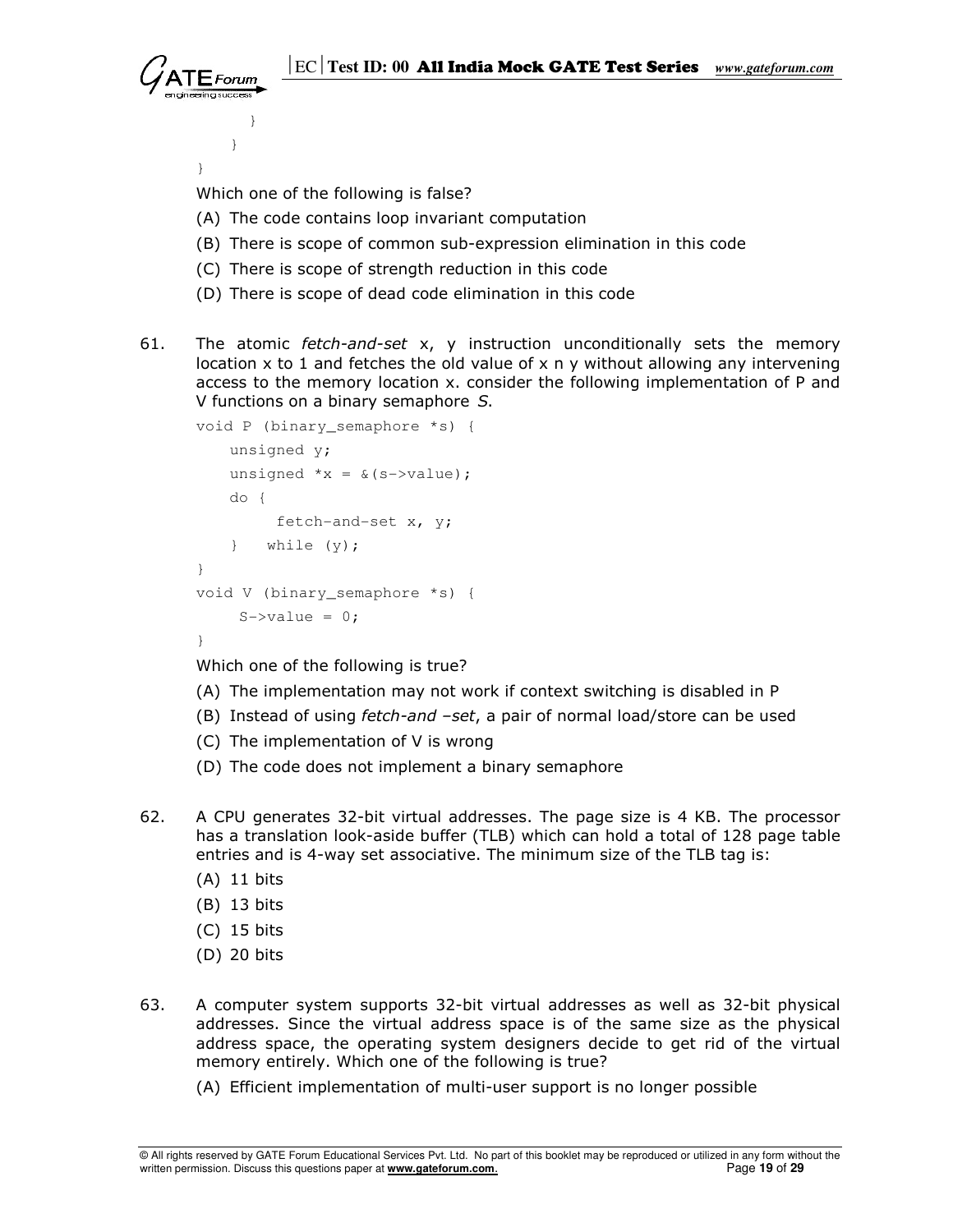```
            }
        }
    }
```

Which one of the following is false?

(A) The code contains loop invariant computation

(B) There is scope of common sub-expression elimination in this code

(C) There is scope of strength reduction in this code

(D) There is scope of dead code elimination in this code

61. The atomic *fetch-and-set* x, y instruction unconditionally sets the memory location x to 1 and fetches the old value of x n y without allowing any intervening access to the memory location x. consider the following implementation of P and V functions on a binary semaphore *S*.

```
void P (binary_semaphore *s) {
    unsigned y;
    unsigned *x = &(s->value);
    do {
         fetch-and-set x, y;
    }   while (y);
}
void V (binary_semaphore *s) {
     S->value = 0;
}
```

Which one of the following is true?

(A) The implementation may not work if context switching is disabled in P

(B) Instead of using *fetch-and –set*, a pair of normal load/store can be used

(C) The implementation of V is wrong

(D) The code does not implement a binary semaphore

62. A CPU generates 32-bit virtual addresses. The page size is 4 KB. The processor has a translation look-aside buffer (TLB) which can hold a total of 128 page table entries and is 4-way set associative. The minimum size of the TLB tag is:

(A) 11 bits

(B) 13 bits

(C) 15 bits

(D) 20 bits

63. A computer system supports 32-bit virtual addresses as well as 32-bit physical addresses. Since the virtual address space is of the same size as the physical address space, the operating system designers decide to get rid of the virtual memory entirely. Which one of the following is true?

(A) Efficient implementation of multi-user support is no longer possible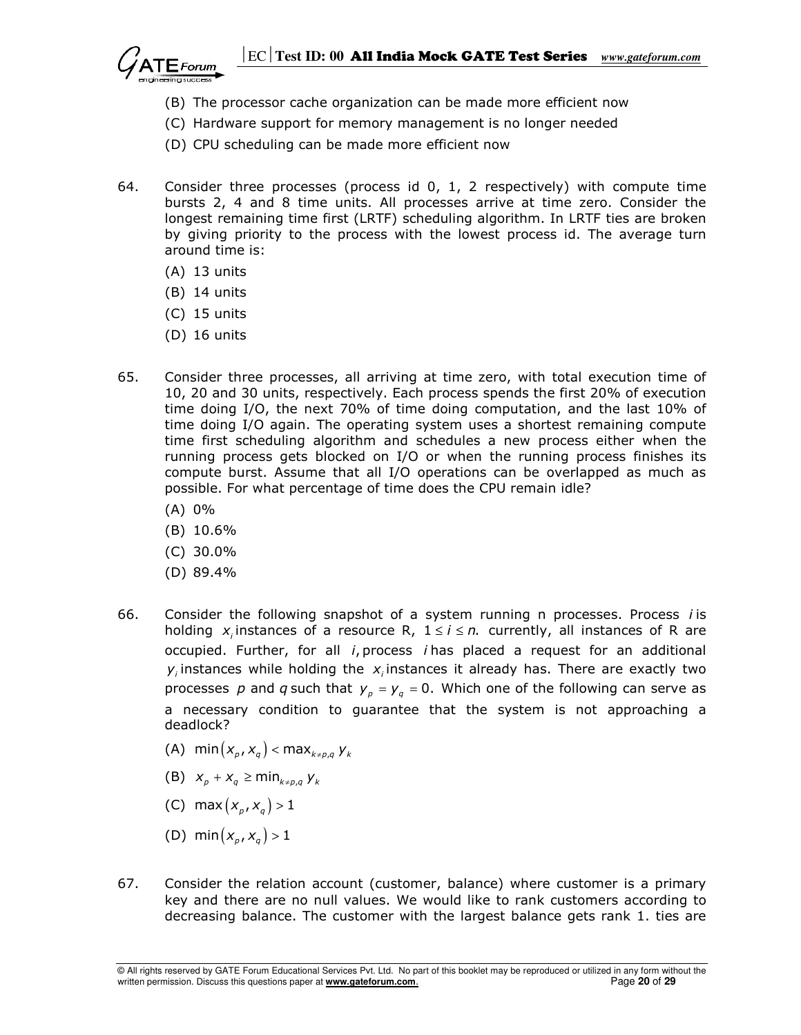(B) The processor cache organization can be made more efficient now

(C) Hardware support for memory management is no longer needed

(D) CPU scheduling can be made more efficient now

64. Consider three processes (process id 0, 1, 2 respectively) with compute time bursts 2, 4 and 8 time units. All processes arrive at time zero. Consider the longest remaining time first (LRTF) scheduling algorithm. In LRTF ties are broken by giving priority to the process with the lowest process id. The average turn around time is:

   (A) 13 units

   (B) 14 units

   (C) 15 units

   (D) 16 units

65. Consider three processes, all arriving at time zero, with total execution time of 10, 20 and 30 units, respectively. Each process spends the first 20% of execution time doing I/O, the next 70% of time doing computation, and the last 10% of time doing I/O again. The operating system uses a shortest remaining compute time first scheduling algorithm and schedules a new process either when the running process gets blocked on I/O or when the running process finishes its compute burst. Assume that all I/O operations can be overlapped as much as possible. For what percentage of time does the CPU remain idle?

   (A) 0%

   (B) 10.6%

   (C) 30.0%

   (D) 89.4%

66. Consider the following snapshot of a system running n processes. Process $i$ is holding $x_i$ instances of a resource R, $1 \le i \le n$. currently, all instances of R are occupied. Further, for all $i$, process $i$ has placed a request for an additional $y_i$ instances while holding the $x_i$ instances it already has. There are exactly two processes $p$ and $q$ such that $y_p = y_q = 0$. Which one of the following can serve as a necessary condition to guarantee that the system is not approaching a deadlock?

   (A) $\min(x_p, x_q) < \max_{k \neq p,q} y_k$

   (B) $x_p + x_q \ge \min_{k \neq p,q} y_k$

   (C) $\max(x_p, x_q) > 1$

   (D) $\min(x_p, x_q) > 1$

67. Consider the relation account (customer, balance) where customer is a primary key and there are no null values. We would like to rank customers according to decreasing balance. The customer with the largest balance gets rank 1. ties are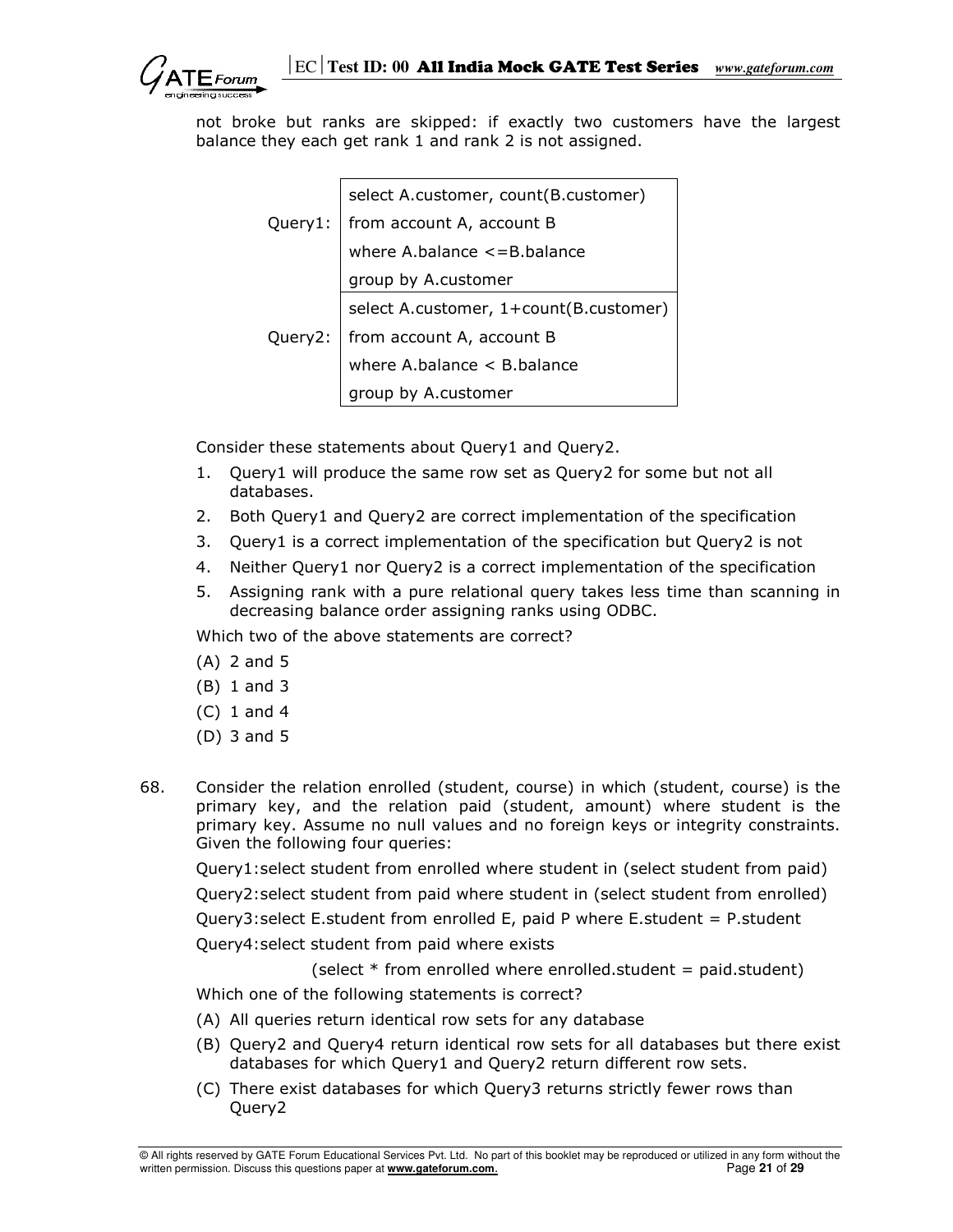not broke but ranks are skipped: if exactly two customers have the largest balance they each get rank 1 and rank 2 is not assigned.

| | |
|---|---|
| Query1: | select A.customer, count(B.customer)<br>from account A, account B<br>where A.balance <=B.balance<br>group by A.customer |
| Query2: | select A.customer, 1+count(B.customer)<br>from account A, account B<br>where A.balance < B.balance<br>group by A.customer |

Consider these statements about Query1 and Query2.

1. Query1 will produce the same row set as Query2 for some but not all databases.
2. Both Query1 and Query2 are correct implementation of the specification
3. Query1 is a correct implementation of the specification but Query2 is not
4. Neither Query1 nor Query2 is a correct implementation of the specification
5. Assigning rank with a pure relational query takes less time than scanning in decreasing balance order assigning ranks using ODBC.

Which two of the above statements are correct?

(A) 2 and 5
(B) 1 and 3
(C) 1 and 4
(D) 3 and 5

68. Consider the relation enrolled (student, course) in which (student, course) is the primary key, and the relation paid (student, amount) where student is the primary key. Assume no null values and no foreign keys or integrity constraints. Given the following four queries:

Query1:select student from enrolled where student in (select student from paid)

Query2:select student from paid where student in (select student from enrolled)

Query3:select E.student from enrolled E, paid P where E.student = P.student

Query4:select student from paid where exists

(select * from enrolled where enrolled.student = paid.student)

Which one of the following statements is correct?

(A) All queries return identical row sets for any database
(B) Query2 and Query4 return identical row sets for all databases but there exist databases for which Query1 and Query2 return different row sets.
(C) There exist databases for which Query3 returns strictly fewer rows than Query2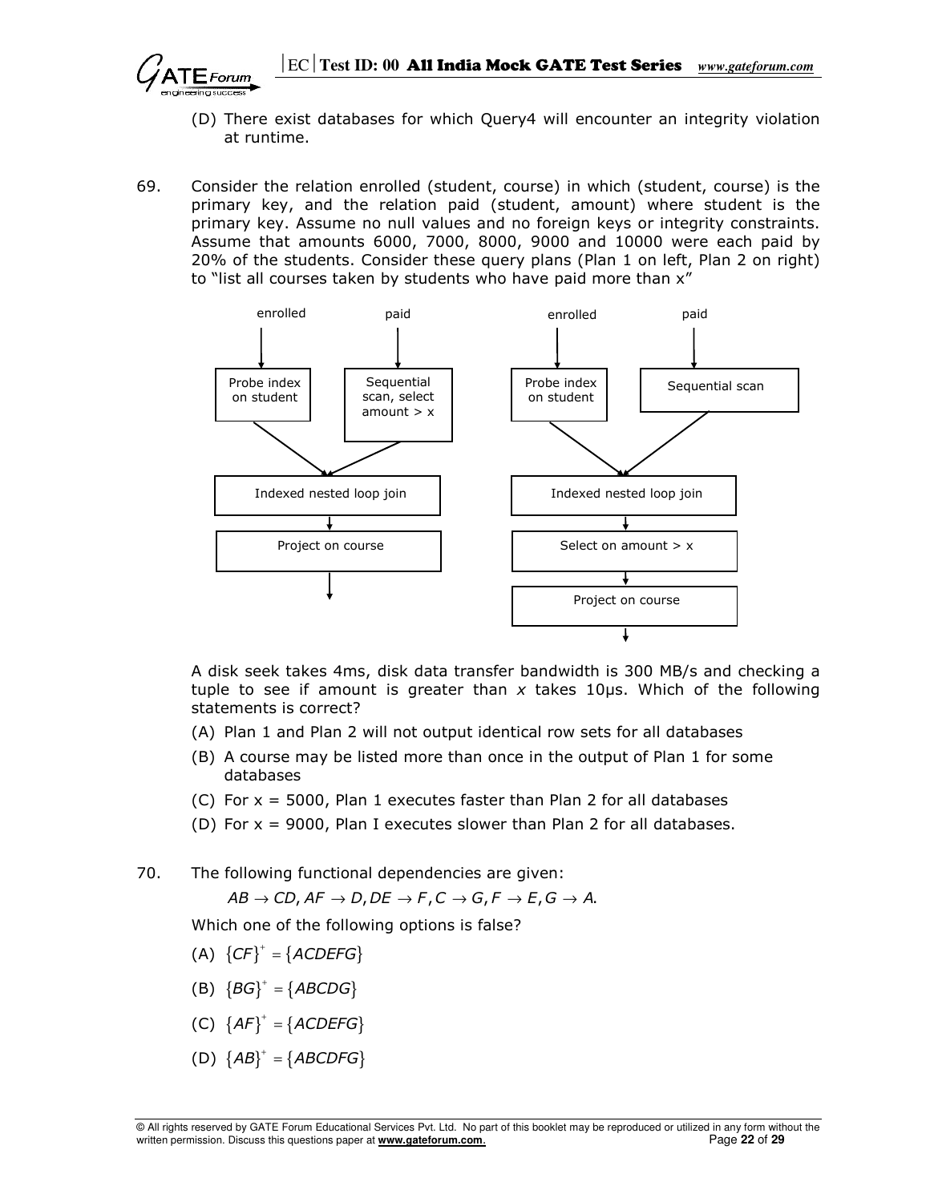(D) There exist databases for which Query4 will encounter an integrity violation at runtime.

69. Consider the relation enrolled (student, course) in which (student, course) is the primary key, and the relation paid (student, amount) where student is the primary key. Assume no null values and no foreign keys or integrity constraints. Assume that amounts 6000, 7000, 8000, 9000 and 10000 were each paid by 20% of the students. Consider these query plans (Plan 1 on left, Plan 2 on right) to "list all courses taken by students who have paid more than x"

Plan 1:

```
enrolled                      paid
   |                            |
   v                            v
Probe index            Sequential scan,
on student             select amount > x
        \                 /
         v               v
     Indexed nested loop join
              |
              v
       Project on course
              |
              v
```

Plan 2:

```
enrolled                      paid
   |                            |
   v                            v
Probe index              Sequential scan
on student
        \                 /
         v               v
     Indexed nested loop join
              |
              v
       Select on amount > x
              |
              v
       Project on course
              |
              v
```

A disk seek takes 4ms, disk data transfer bandwidth is 300 MB/s and checking a tuple to see if amount is greater than $x$ takes 10μs. Which of the following statements is correct?

(A) Plan 1 and Plan 2 will not output identical row sets for all databases

(B) A course may be listed more than once in the output of Plan 1 for some databases

(C) For x = 5000, Plan 1 executes faster than Plan 2 for all databases

(D) For x = 9000, Plan I executes slower than Plan 2 for all databases.

70. The following functional dependencies are given:

$$AB \to CD, AF \to D, DE \to F, C \to G, F \to E, G \to A.$$

Which one of the following options is false?

(A) $\{CF\}^{+} = \{ACDEFG\}$

(B) $\{BG\}^{+} = \{ABCDG\}$

(C) $\{AF\}^{+} = \{ACDEFG\}$

(D) $\{AB\}^{+} = \{ABCDFG\}$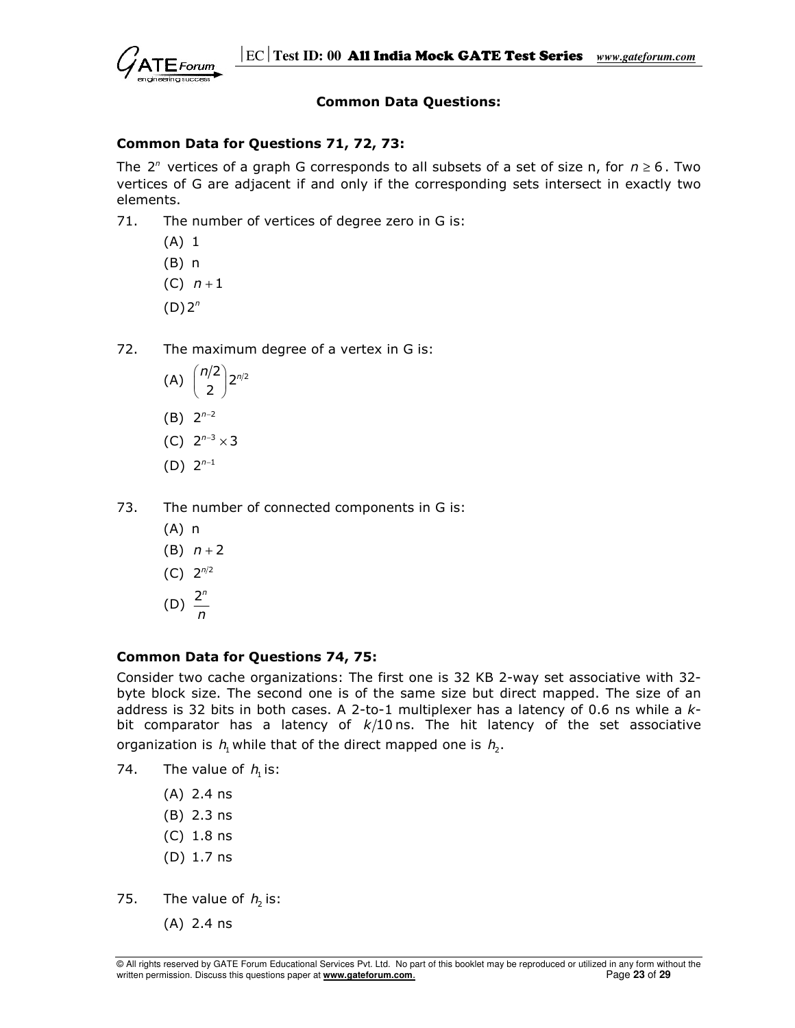## Common Data Questions:

### Common Data for Questions 71, 72, 73:

The $2^n$ vertices of a graph G corresponds to all subsets of a set of size n, for $n \geq 6$. Two vertices of G are adjacent if and only if the corresponding sets intersect in exactly two elements.

71. The number of vertices of degree zero in G is:
    - (A) 1
    - (B) n
    - (C) $n+1$
    - (D) $2^n$

72. The maximum degree of a vertex in G is:
    - (A) $\binom{n/2}{2} 2^{n/2}$
    - (B) $2^{n-2}$
    - (C) $2^{n-3} \times 3$
    - (D) $2^{n-1}$

73. The number of connected components in G is:
    - (A) n
    - (B) $n+2$
    - (C) $2^{n/2}$
    - (D) $\frac{2^n}{n}$

### Common Data for Questions 74, 75:

Consider two cache organizations: The first one is 32 KB 2-way set associative with 32-byte block size. The second one is of the same size but direct mapped. The size of an address is 32 bits in both cases. A 2-to-1 multiplexer has a latency of 0.6 ns while a $k$-bit comparator has a latency of $k/10$ ns. The hit latency of the set associative organization is $h_1$ while that of the direct mapped one is $h_2$.

74. The value of $h_1$ is:
    - (A) 2.4 ns
    - (B) 2.3 ns
    - (C) 1.8 ns
    - (D) 1.7 ns

75. The value of $h_2$ is:
    - (A) 2.4 ns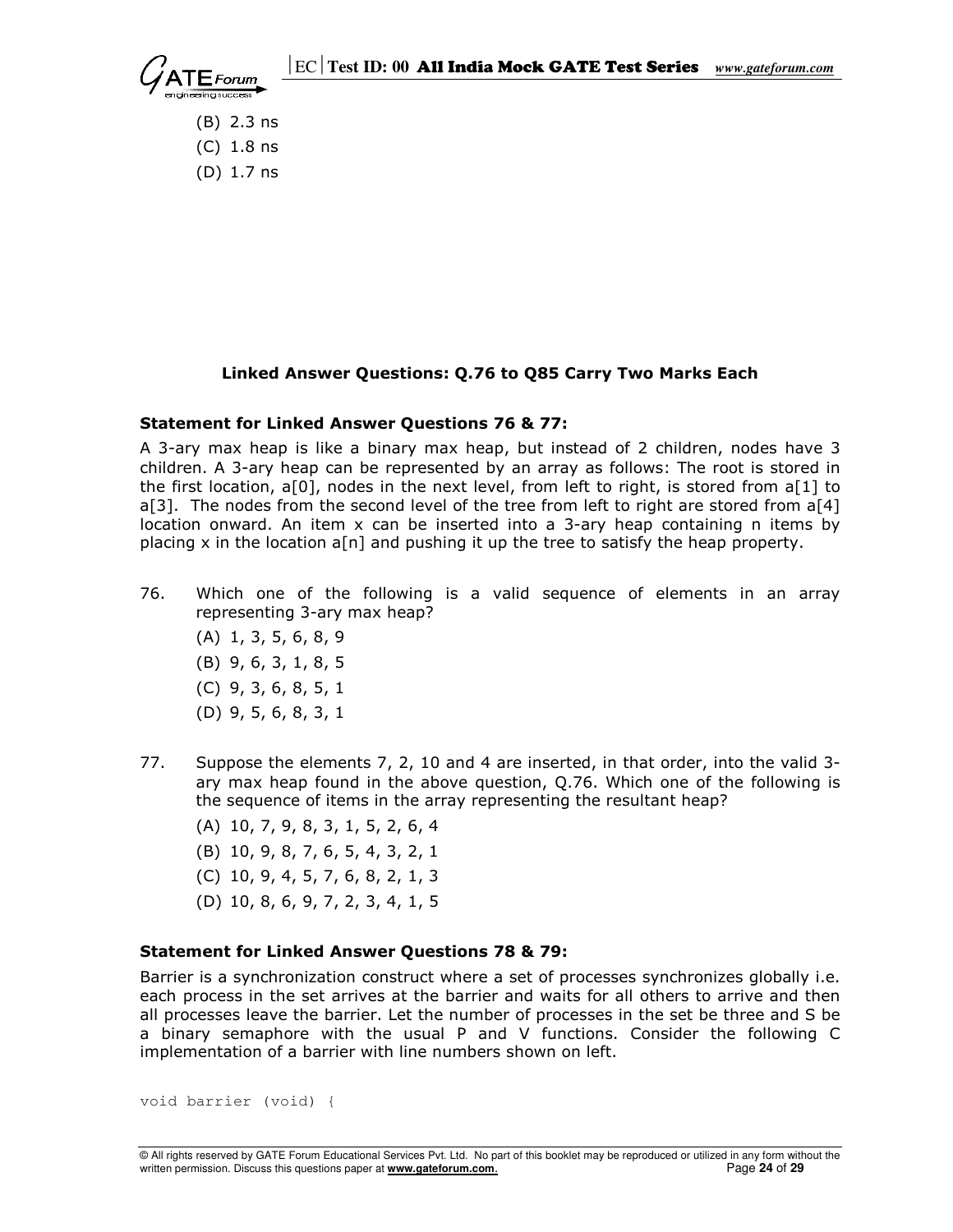(B) 2.3 ns

(C) 1.8 ns

(D) 1.7 ns

**Linked Answer Questions: Q.76 to Q85 Carry Two Marks Each**

**Statement for Linked Answer Questions 76 & 77:**

A 3-ary max heap is like a binary max heap, but instead of 2 children, nodes have 3 children. A 3-ary heap can be represented by an array as follows: The root is stored in the first location, a[0], nodes in the next level, from left to right, is stored from a[1] to a[3]. The nodes from the second level of the tree from left to right are stored from a[4] location onward. An item x can be inserted into a 3-ary heap containing n items by placing x in the location a[n] and pushing it up the tree to satisfy the heap property.

76. Which one of the following is a valid sequence of elements in an array representing 3-ary max heap?

    (A) 1, 3, 5, 6, 8, 9

    (B) 9, 6, 3, 1, 8, 5

    (C) 9, 3, 6, 8, 5, 1

    (D) 9, 5, 6, 8, 3, 1

77. Suppose the elements 7, 2, 10 and 4 are inserted, in that order, into the valid 3-ary max heap found in the above question, Q.76. Which one of the following is the sequence of items in the array representing the resultant heap?

    (A) 10, 7, 9, 8, 3, 1, 5, 2, 6, 4

    (B) 10, 9, 8, 7, 6, 5, 4, 3, 2, 1

    (C) 10, 9, 4, 5, 7, 6, 8, 2, 1, 3

    (D) 10, 8, 6, 9, 7, 2, 3, 4, 1, 5

**Statement for Linked Answer Questions 78 & 79:**

Barrier is a synchronization construct where a set of processes synchronizes globally i.e. each process in the set arrives at the barrier and waits for all others to arrive and then all processes leave the barrier. Let the number of processes in the set be three and S be a binary semaphore with the usual P and V functions. Consider the following C implementation of a barrier with line numbers shown on left.

```
void barrier (void) {
```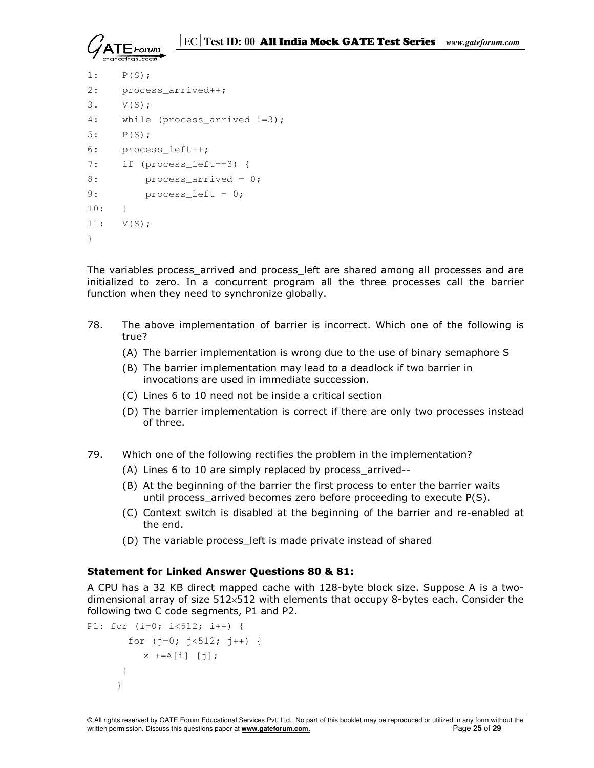```
1:    P(S);
2:    process_arrived++;
3.    V(S);
4:    while (process_arrived !=3);
5:    P(S);
6:    process_left++;
7:    if (process_left==3) {
8:        process_arrived = 0;
9:        process_left = 0;
10:   }
11:   V(S);
}
```

The variables process_arrived and process_left are shared among all processes and are initialized to zero. In a concurrent program all the three processes call the barrier function when they need to synchronize globally.

78. The above implementation of barrier is incorrect. Which one of the following is true?

    (A) The barrier implementation is wrong due to the use of binary semaphore S

    (B) The barrier implementation may lead to a deadlock if two barrier in invocations are used in immediate succession.

    (C) Lines 6 to 10 need not be inside a critical section

    (D) The barrier implementation is correct if there are only two processes instead of three.

79. Which one of the following rectifies the problem in the implementation?

    (A) Lines 6 to 10 are simply replaced by process_arrived--

    (B) At the beginning of the barrier the first process to enter the barrier waits until process_arrived becomes zero before proceeding to execute P(S).

    (C) Context switch is disabled at the beginning of the barrier and re-enabled at the end.

    (D) The variable process_left is made private instead of shared

**Statement for Linked Answer Questions 80 & 81:**

A CPU has a 32 KB direct mapped cache with 128-byte block size. Suppose A is a two-dimensional array of size $512 \times 512$ with elements that occupy 8-bytes each. Consider the following two C code segments, P1 and P2.

```
P1: for (i=0; i<512; i++) {
        for (j=0; j<512; j++) {
            x +=A[i] [j];
        }
    }
```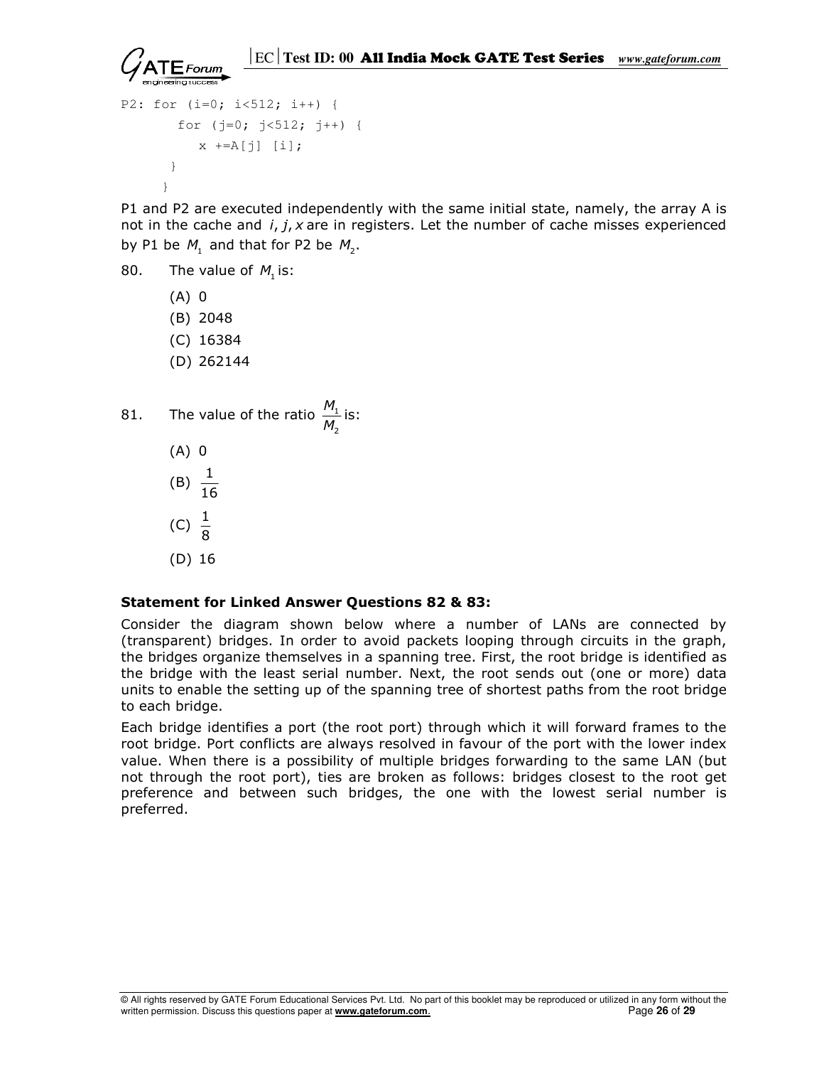```
P2: for (i=0; i<512; i++) {
        for (j=0; j<512; j++) {
            x +=A[j] [i];
        }
    }
```

P1 and P2 are executed independently with the same initial state, namely, the array A is not in the cache and $i$, $j$, $x$ are in registers. Let the number of cache misses experienced by P1 be $M_1$ and that for P2 be $M_2$.

80. The value of $M_1$ is:

    (A) 0

    (B) 2048

    (C) 16384

    (D) 262144

81. The value of the ratio $\frac{M_1}{M_2}$ is:

    (A) 0

    (B) $\frac{1}{16}$

    (C) $\frac{1}{8}$

    (D) 16

**Statement for Linked Answer Questions 82 & 83:**

Consider the diagram shown below where a number of LANs are connected by (transparent) bridges. In order to avoid packets looping through circuits in the graph, the bridges organize themselves in a spanning tree. First, the root bridge is identified as the bridge with the least serial number. Next, the root sends out (one or more) data units to enable the setting up of the spanning tree of shortest paths from the root bridge to each bridge.

Each bridge identifies a port (the root port) through which it will forward frames to the root bridge. Port conflicts are always resolved in favour of the port with the lower index value. When there is a possibility of multiple bridges forwarding to the same LAN (but not through the root port), ties are broken as follows: bridges closest to the root get preference and between such bridges, the one with the lowest serial number is preferred.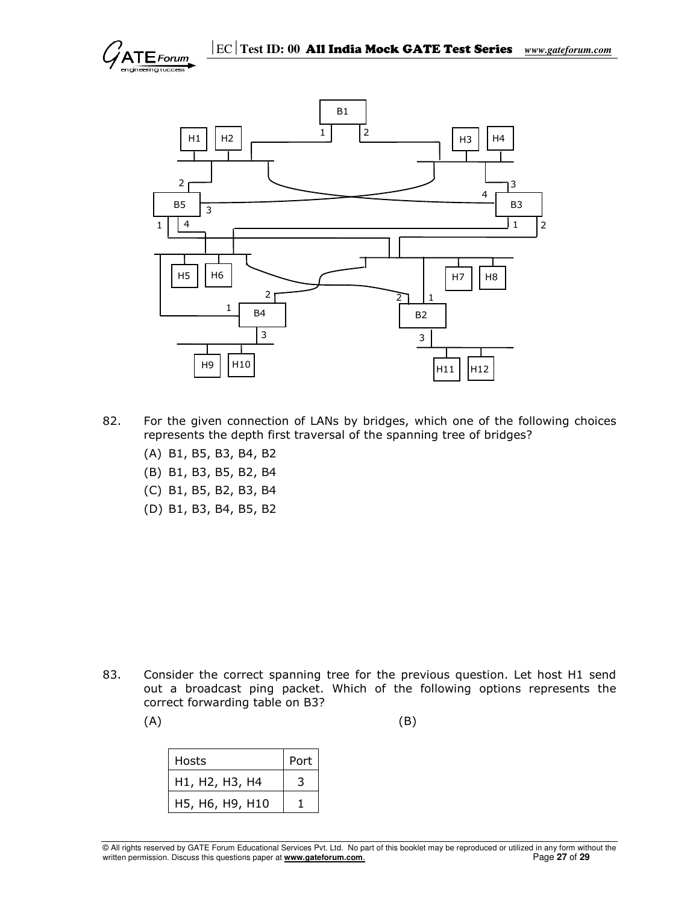82. For the given connection of LANs by bridges, which one of the following choices represents the depth first traversal of the spanning tree of bridges?

    (A) B1, B5, B3, B4, B2

    (B) B1, B3, B5, B2, B4

    (C) B1, B5, B2, B3, B4

    (D) B1, B3, B4, B5, B2

83. Consider the correct spanning tree for the previous question. Let host H1 send out a broadcast ping packet. Which of the following options represents the correct forwarding table on B3?

    (A)

| Hosts | Port |
|---|---|
| H1, H2, H3, H4 | 3 |
| H5, H6, H9, H10 | 1 |

    (B)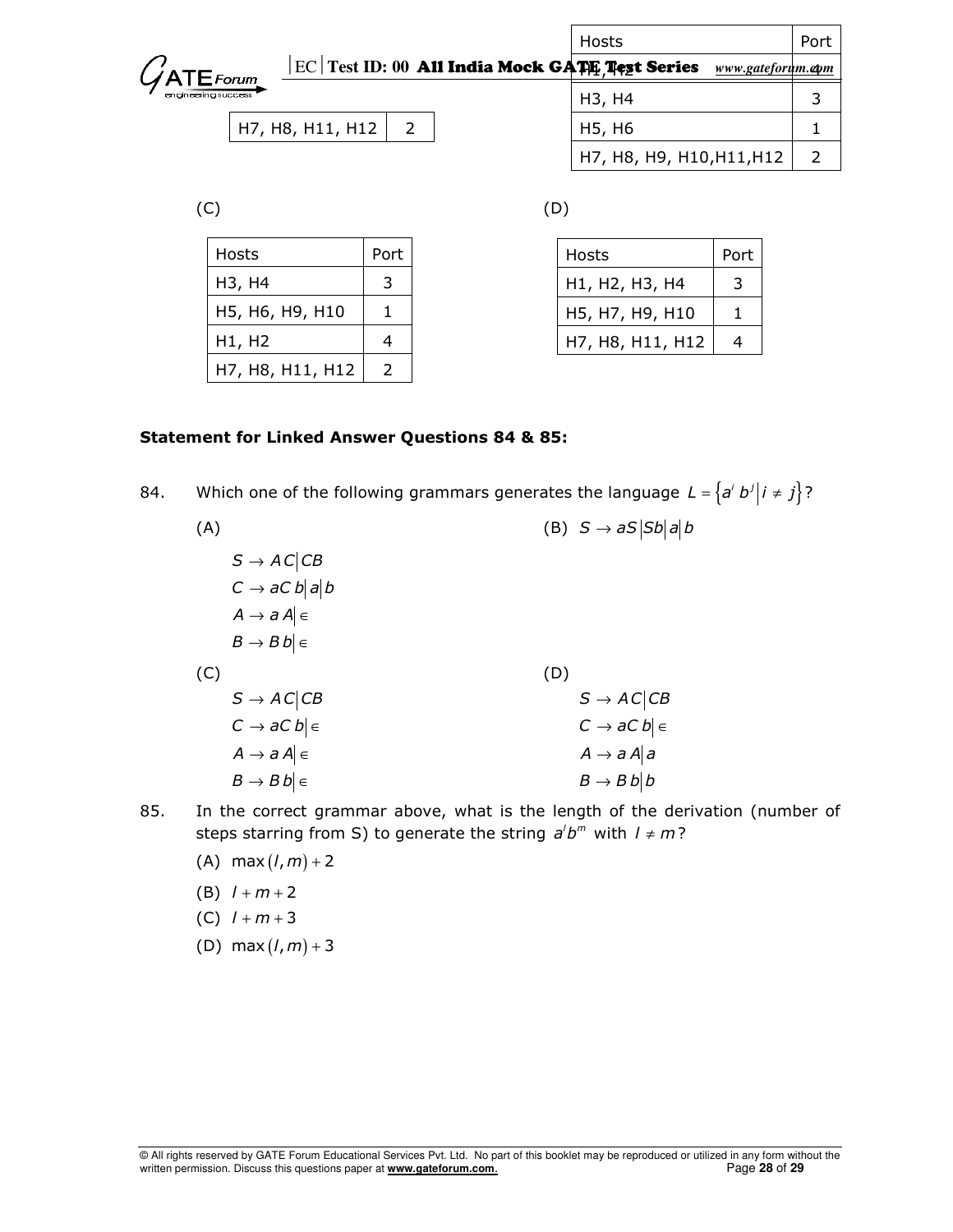| H7, H8, H11, H12 | 2 |
|---|---|

| Hosts | Port |
|---|---|
| H1, H2 | 4 |
| H3, H4 | 3 |
| H5, H6 | 1 |
| H7, H8, H9, H10,H11,H12 | 2 |

(C)

| Hosts | Port |
|---|---|
| H3, H4 | 3 |
| H5, H6, H9, H10 | 1 |
| H1, H2 | 4 |
| H7, H8, H11, H12 | 2 |

(D)

| Hosts | Port |
|---|---|
| H1, H2, H3, H4 | 3 |
| H5, H7, H9, H10 | 1 |
| H7, H8, H11, H12 | 4 |

**Statement for Linked Answer Questions 84 & 85:**

84. Which one of the following grammars generates the language $L = \{a^i b^j \mid i \neq j\}$?

(A)

$S \to AC \mid CB$

$C \to aCb \mid a \mid b$

$A \to aA \mid \in$

$B \to Bb \mid \in$

(B) $S \to aS \mid Sb \mid a \mid b$

(C)

$S \to AC \mid CB$

$C \to aCb \mid \in$

$A \to aA \mid \in$

$B \to Bb \mid \in$

(D)

$S \to AC \mid CB$

$C \to aCb \mid \in$

$A \to aA \mid a$

$B \to Bb \mid b$

85. In the correct grammar above, what is the length of the derivation (number of steps starring from S) to generate the string $a^l b^m$ with $l \neq m$?

(A) $\max(l, m) + 2$

(B) $l + m + 2$

(C) $l + m + 3$

(D) $\max(l, m) + 3$